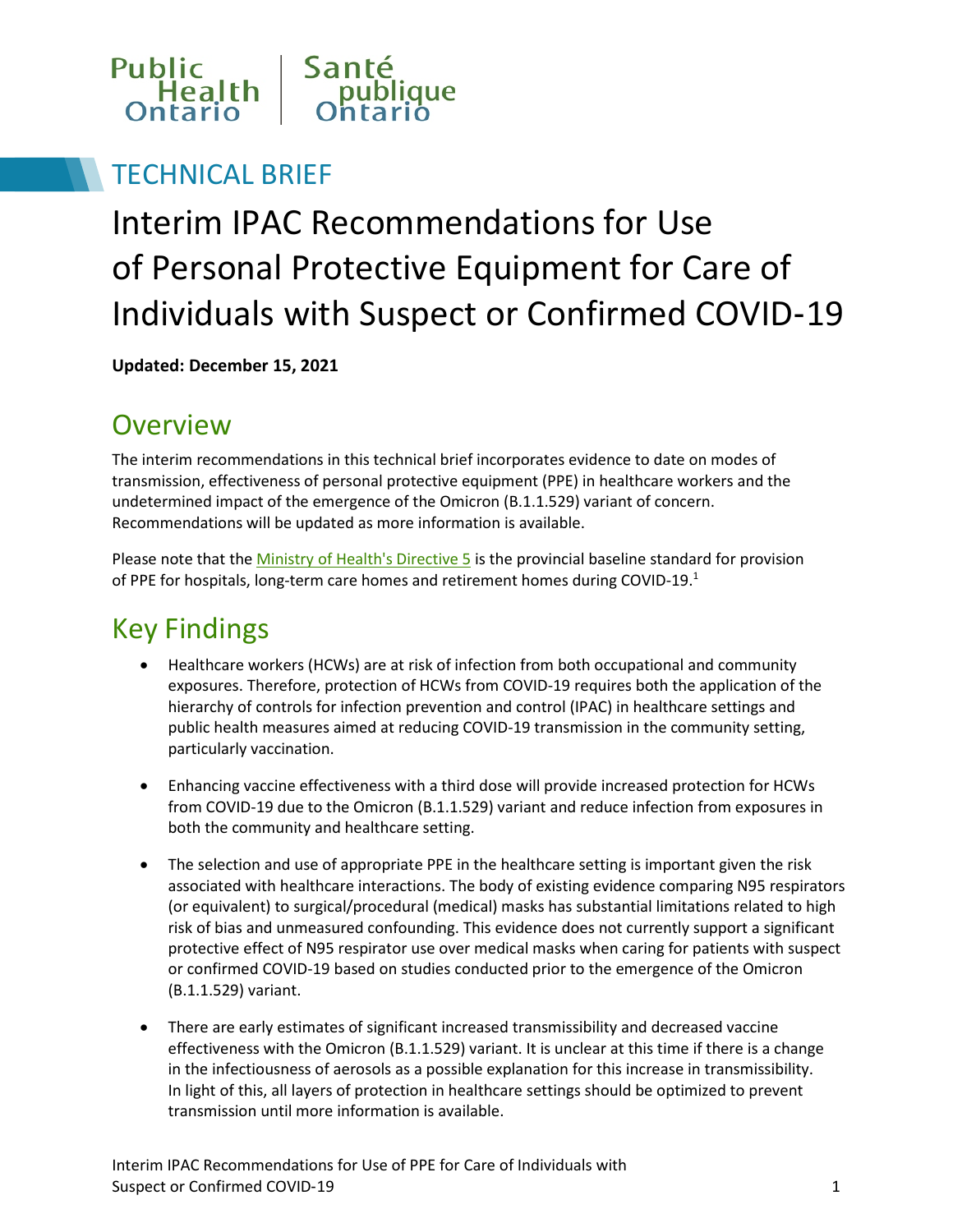Public Health Ontario | Santé publique Ontario

TECHNICAL BRIEF

# Interim IPAC Recommendations for Use of Personal Protective Equipment for Care of Individuals with Suspect or Confirmed COVID-19

**Updated: December 15, 2021**

## Overview

The interim recommendations in this technical brief incorporates evidence to date on modes of transmission, effectiveness of personal protective equipment (PPE) in healthcare workers and the undetermined impact of the emergence of the Omicron (B.1.1.529) variant of concern. Recommendations will be updated as more information is available.

Please note that the Ministry of Health's Directive 5 is the provincial baseline standard for provision of PPE for hospitals, long-term care homes and retirement homes during COVID-19.[1]

## Key Findings

- Healthcare workers (HCWs) are at risk of infection from both occupational and community exposures. Therefore, protection of HCWs from COVID-19 requires both the application of the hierarchy of controls for infection prevention and control (IPAC) in healthcare settings and public health measures aimed at reducing COVID-19 transmission in the community setting, particularly vaccination.

- Enhancing vaccine effectiveness with a third dose will provide increased protection for HCWs from COVID-19 due to the Omicron (B.1.1.529) variant and reduce infection from exposures in both the community and healthcare setting.

- The selection and use of appropriate PPE in the healthcare setting is important given the risk associated with healthcare interactions. The body of existing evidence comparing N95 respirators (or equivalent) to surgical/procedural (medical) masks has substantial limitations related to high risk of bias and unmeasured confounding. This evidence does not currently support a significant protective effect of N95 respirator use over medical masks when caring for patients with suspect or confirmed COVID-19 based on studies conducted prior to the emergence of the Omicron (B.1.1.529) variant.

- There are early estimates of significant increased transmissibility and decreased vaccine effectiveness with the Omicron (B.1.1.529) variant. It is unclear at this time if there is a change in the infectiousness of aerosols as a possible explanation for this increase in transmissibility. In light of this, all layers of protection in healthcare settings should be optimized to prevent transmission until more information is available.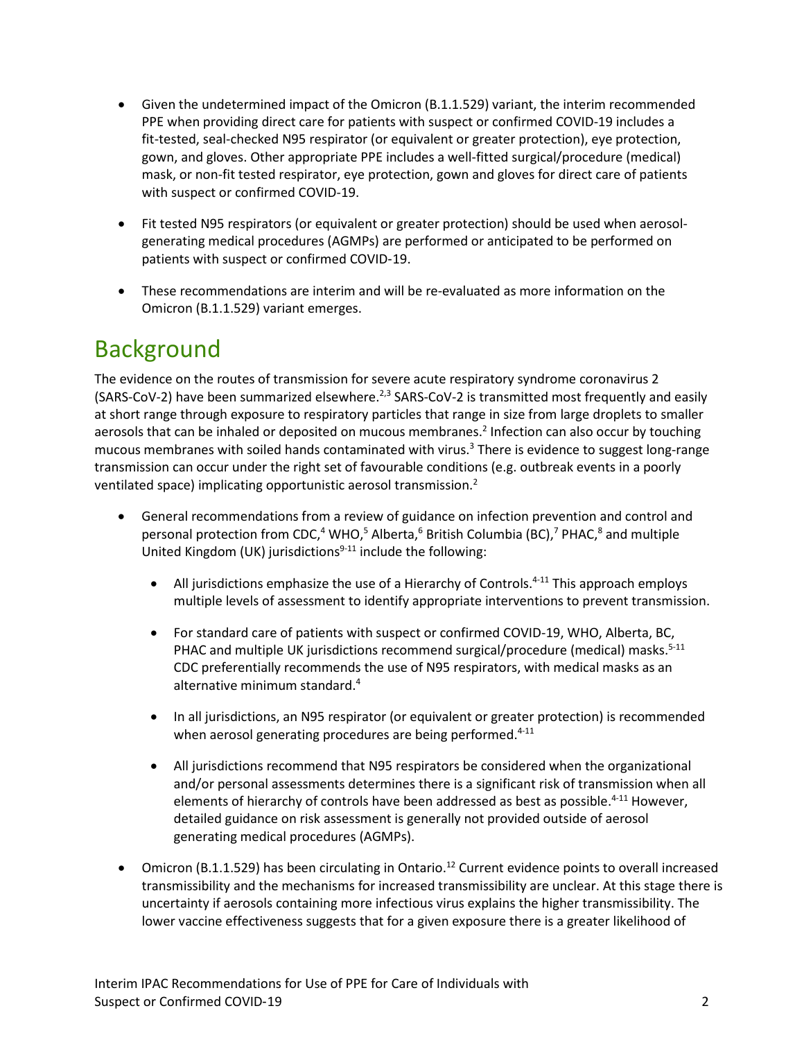- Given the undetermined impact of the Omicron (B.1.1.529) variant, the interim recommended PPE when providing direct care for patients with suspect or confirmed COVID-19 includes a fit-tested, seal-checked N95 respirator (or equivalent or greater protection), eye protection, gown, and gloves. Other appropriate PPE includes a well-fitted surgical/procedure (medical) mask, or non-fit tested respirator, eye protection, gown and gloves for direct care of patients with suspect or confirmed COVID-19.

- Fit tested N95 respirators (or equivalent or greater protection) should be used when aerosol-generating medical procedures (AGMPs) are performed or anticipated to be performed on patients with suspect or confirmed COVID-19.

- These recommendations are interim and will be re-evaluated as more information on the Omicron (B.1.1.529) variant emerges.

# Background

The evidence on the routes of transmission for severe acute respiratory syndrome coronavirus 2 (SARS-CoV-2) have been summarized elsewhere.[2,3] SARS-CoV-2 is transmitted most frequently and easily at short range through exposure to respiratory particles that range in size from large droplets to smaller aerosols that can be inhaled or deposited on mucous membranes.[2] Infection can also occur by touching mucous membranes with soiled hands contaminated with virus.[3] There is evidence to suggest long-range transmission can occur under the right set of favourable conditions (e.g. outbreak events in a poorly ventilated space) implicating opportunistic aerosol transmission.[2]

- General recommendations from a review of guidance on infection prevention and control and personal protection from CDC,[4] WHO,[5] Alberta,[6] British Columbia (BC),[7] PHAC,[8] and multiple United Kingdom (UK) jurisdictions[9-11] include the following:

  - All jurisdictions emphasize the use of a Hierarchy of Controls.[4-11] This approach employs multiple levels of assessment to identify appropriate interventions to prevent transmission.

  - For standard care of patients with suspect or confirmed COVID-19, WHO, Alberta, BC, PHAC and multiple UK jurisdictions recommend surgical/procedure (medical) masks.[5-11] CDC preferentially recommends the use of N95 respirators, with medical masks as an alternative minimum standard.[4]

  - In all jurisdictions, an N95 respirator (or equivalent or greater protection) is recommended when aerosol generating procedures are being performed.[4-11]

  - All jurisdictions recommend that N95 respirators be considered when the organizational and/or personal assessments determines there is a significant risk of transmission when all elements of hierarchy of controls have been addressed as best as possible.[4-11] However, detailed guidance on risk assessment is generally not provided outside of aerosol generating medical procedures (AGMPs).

- Omicron (B.1.1.529) has been circulating in Ontario.[12] Current evidence points to overall increased transmissibility and the mechanisms for increased transmissibility are unclear. At this stage there is uncertainty if aerosols containing more infectious virus explains the higher transmissibility. The lower vaccine effectiveness suggests that for a given exposure there is a greater likelihood of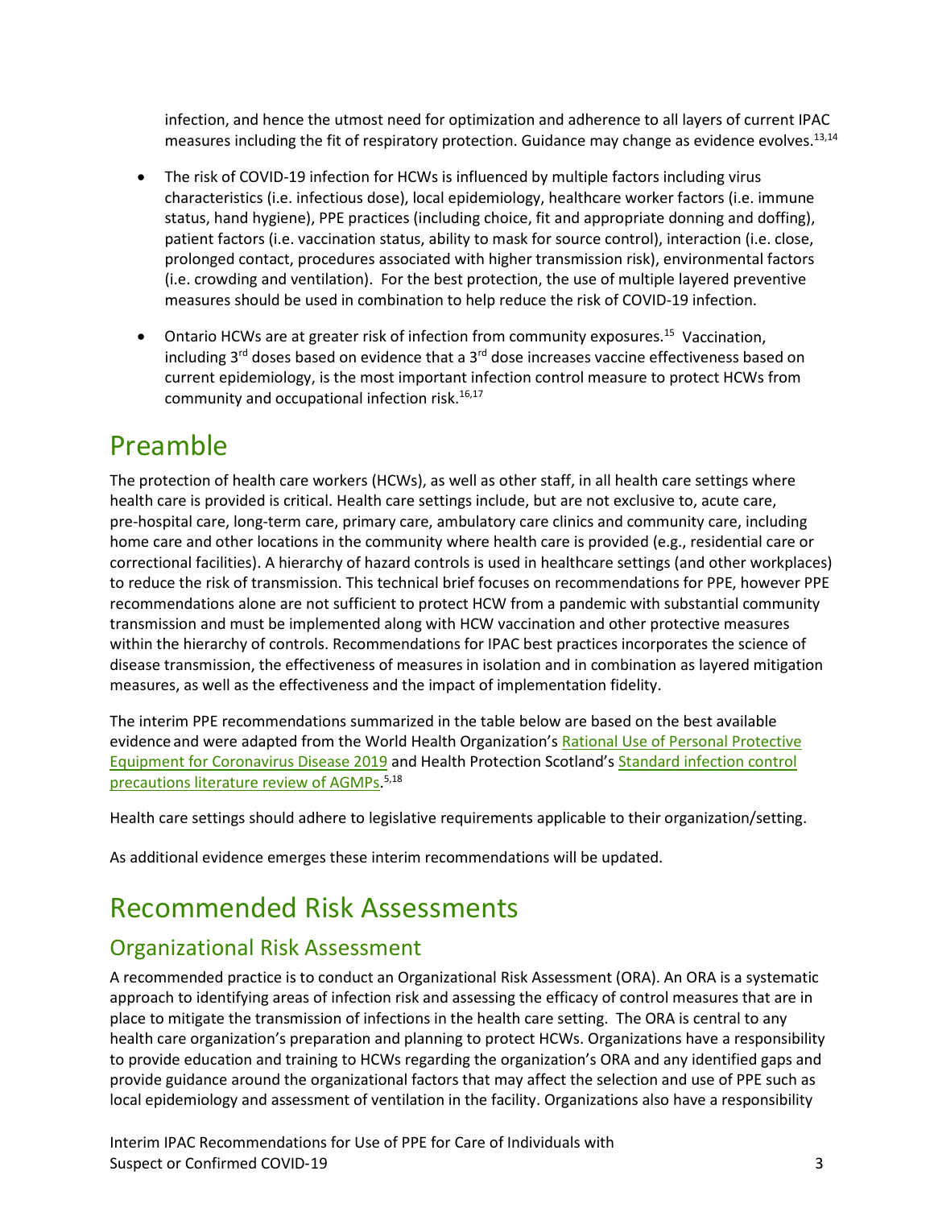infection, and hence the utmost need for optimization and adherence to all layers of current IPAC measures including the fit of respiratory protection. Guidance may change as evidence evolves.[13,14]

- The risk of COVID-19 infection for HCWs is influenced by multiple factors including virus characteristics (i.e. infectious dose), local epidemiology, healthcare worker factors (i.e. immune status, hand hygiene), PPE practices (including choice, fit and appropriate donning and doffing), patient factors (i.e. vaccination status, ability to mask for source control), interaction (i.e. close, prolonged contact, procedures associated with higher transmission risk), environmental factors (i.e. crowding and ventilation). For the best protection, the use of multiple layered preventive measures should be used in combination to help reduce the risk of COVID-19 infection.
- Ontario HCWs are at greater risk of infection from community exposures.[15] Vaccination, including 3rd doses based on evidence that a 3rd dose increases vaccine effectiveness based on current epidemiology, is the most important infection control measure to protect HCWs from community and occupational infection risk.[16,17]

# Preamble

The protection of health care workers (HCWs), as well as other staff, in all health care settings where health care is provided is critical. Health care settings include, but are not exclusive to, acute care, pre-hospital care, long-term care, primary care, ambulatory care clinics and community care, including home care and other locations in the community where health care is provided (e.g., residential care or correctional facilities). A hierarchy of hazard controls is used in healthcare settings (and other workplaces) to reduce the risk of transmission. This technical brief focuses on recommendations for PPE, however PPE recommendations alone are not sufficient to protect HCW from a pandemic with substantial community transmission and must be implemented along with HCW vaccination and other protective measures within the hierarchy of controls. Recommendations for IPAC best practices incorporates the science of disease transmission, the effectiveness of measures in isolation and in combination as layered mitigation measures, as well as the effectiveness and the impact of implementation fidelity.

The interim PPE recommendations summarized in the table below are based on the best available evidence and were adapted from the World Health Organization's [Rational Use of Personal Protective Equipment for Coronavirus Disease 2019] and Health Protection Scotland's [Standard infection control precautions literature review of AGMPs].[5,18]

Health care settings should adhere to legislative requirements applicable to their organization/setting.

As additional evidence emerges these interim recommendations will be updated.

# Recommended Risk Assessments

## Organizational Risk Assessment

A recommended practice is to conduct an Organizational Risk Assessment (ORA). An ORA is a systematic approach to identifying areas of infection risk and assessing the efficacy of control measures that are in place to mitigate the transmission of infections in the health care setting. The ORA is central to any health care organization's preparation and planning to protect HCWs. Organizations have a responsibility to provide education and training to HCWs regarding the organization's ORA and any identified gaps and provide guidance around the organizational factors that may affect the selection and use of PPE such as local epidemiology and assessment of ventilation in the facility. Organizations also have a responsibility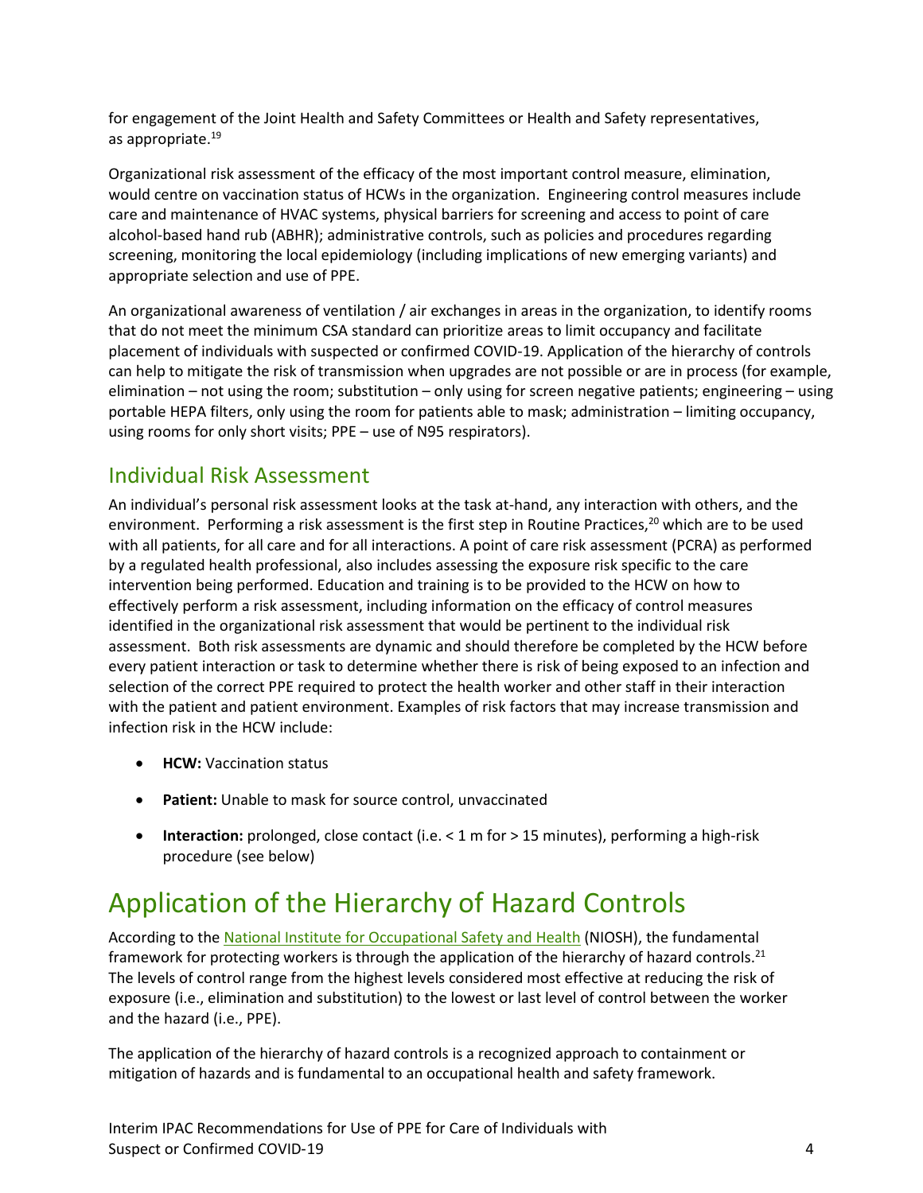for engagement of the Joint Health and Safety Committees or Health and Safety representatives, as appropriate.[19]

Organizational risk assessment of the efficacy of the most important control measure, elimination, would centre on vaccination status of HCWs in the organization. Engineering control measures include care and maintenance of HVAC systems, physical barriers for screening and access to point of care alcohol-based hand rub (ABHR); administrative controls, such as policies and procedures regarding screening, monitoring the local epidemiology (including implications of new emerging variants) and appropriate selection and use of PPE.

An organizational awareness of ventilation / air exchanges in areas in the organization, to identify rooms that do not meet the minimum CSA standard can prioritize areas to limit occupancy and facilitate placement of individuals with suspected or confirmed COVID-19. Application of the hierarchy of controls can help to mitigate the risk of transmission when upgrades are not possible or are in process (for example, elimination – not using the room; substitution – only using for screen negative patients; engineering – using portable HEPA filters, only using the room for patients able to mask; administration – limiting occupancy, using rooms for only short visits; PPE – use of N95 respirators).

## Individual Risk Assessment

An individual's personal risk assessment looks at the task at-hand, any interaction with others, and the environment. Performing a risk assessment is the first step in Routine Practices,[20] which are to be used with all patients, for all care and for all interactions. A point of care risk assessment (PCRA) as performed by a regulated health professional, also includes assessing the exposure risk specific to the care intervention being performed. Education and training is to be provided to the HCW on how to effectively perform a risk assessment, including information on the efficacy of control measures identified in the organizational risk assessment that would be pertinent to the individual risk assessment. Both risk assessments are dynamic and should therefore be completed by the HCW before every patient interaction or task to determine whether there is risk of being exposed to an infection and selection of the correct PPE required to protect the health worker and other staff in their interaction with the patient and patient environment. Examples of risk factors that may increase transmission and infection risk in the HCW include:

- **HCW:** Vaccination status
- **Patient:** Unable to mask for source control, unvaccinated
- **Interaction:** prolonged, close contact (i.e. < 1 m for > 15 minutes), performing a high-risk procedure (see below)

# Application of the Hierarchy of Hazard Controls

According to the National Institute for Occupational Safety and Health (NIOSH), the fundamental framework for protecting workers is through the application of the hierarchy of hazard controls.[21] The levels of control range from the highest levels considered most effective at reducing the risk of exposure (i.e., elimination and substitution) to the lowest or last level of control between the worker and the hazard (i.e., PPE).

The application of the hierarchy of hazard controls is a recognized approach to containment or mitigation of hazards and is fundamental to an occupational health and safety framework.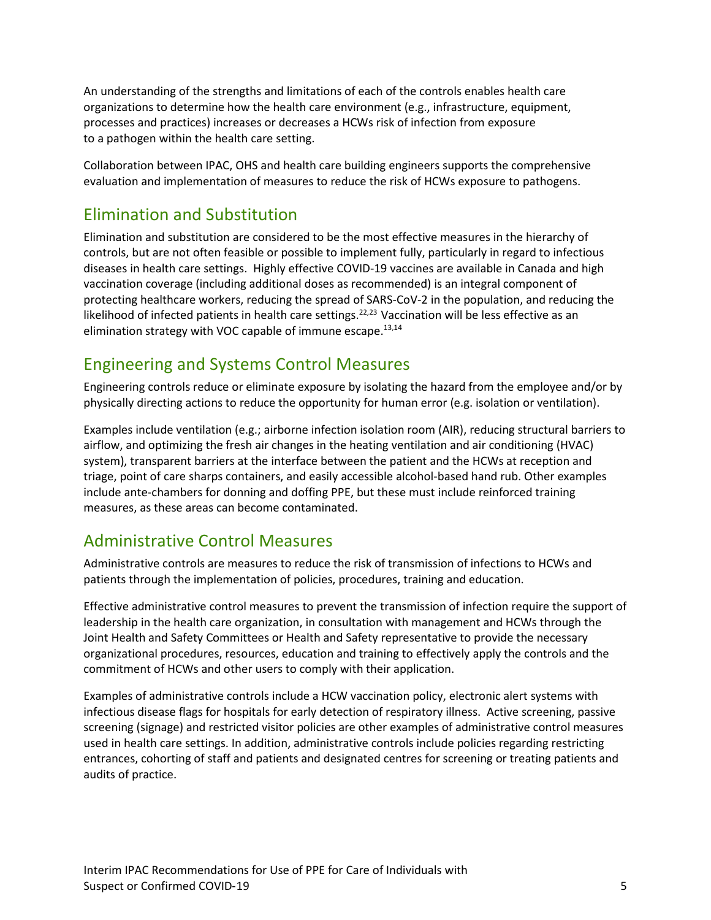An understanding of the strengths and limitations of each of the controls enables health care organizations to determine how the health care environment (e.g., infrastructure, equipment, processes and practices) increases or decreases a HCWs risk of infection from exposure to a pathogen within the health care setting.

Collaboration between IPAC, OHS and health care building engineers supports the comprehensive evaluation and implementation of measures to reduce the risk of HCWs exposure to pathogens.

## Elimination and Substitution

Elimination and substitution are considered to be the most effective measures in the hierarchy of controls, but are not often feasible or possible to implement fully, particularly in regard to infectious diseases in health care settings. Highly effective COVID-19 vaccines are available in Canada and high vaccination coverage (including additional doses as recommended) is an integral component of protecting healthcare workers, reducing the spread of SARS-CoV-2 in the population, and reducing the likelihood of infected patients in health care settings.[22,23] Vaccination will be less effective as an elimination strategy with VOC capable of immune escape.[13,14]

## Engineering and Systems Control Measures

Engineering controls reduce or eliminate exposure by isolating the hazard from the employee and/or by physically directing actions to reduce the opportunity for human error (e.g. isolation or ventilation).

Examples include ventilation (e.g.; airborne infection isolation room (AIR), reducing structural barriers to airflow, and optimizing the fresh air changes in the heating ventilation and air conditioning (HVAC) system), transparent barriers at the interface between the patient and the HCWs at reception and triage, point of care sharps containers, and easily accessible alcohol-based hand rub. Other examples include ante-chambers for donning and doffing PPE, but these must include reinforced training measures, as these areas can become contaminated.

## Administrative Control Measures

Administrative controls are measures to reduce the risk of transmission of infections to HCWs and patients through the implementation of policies, procedures, training and education.

Effective administrative control measures to prevent the transmission of infection require the support of leadership in the health care organization, in consultation with management and HCWs through the Joint Health and Safety Committees or Health and Safety representative to provide the necessary organizational procedures, resources, education and training to effectively apply the controls and the commitment of HCWs and other users to comply with their application.

Examples of administrative controls include a HCW vaccination policy, electronic alert systems with infectious disease flags for hospitals for early detection of respiratory illness. Active screening, passive screening (signage) and restricted visitor policies are other examples of administrative control measures used in health care settings. In addition, administrative controls include policies regarding restricting entrances, cohorting of staff and patients and designated centres for screening or treating patients and audits of practice.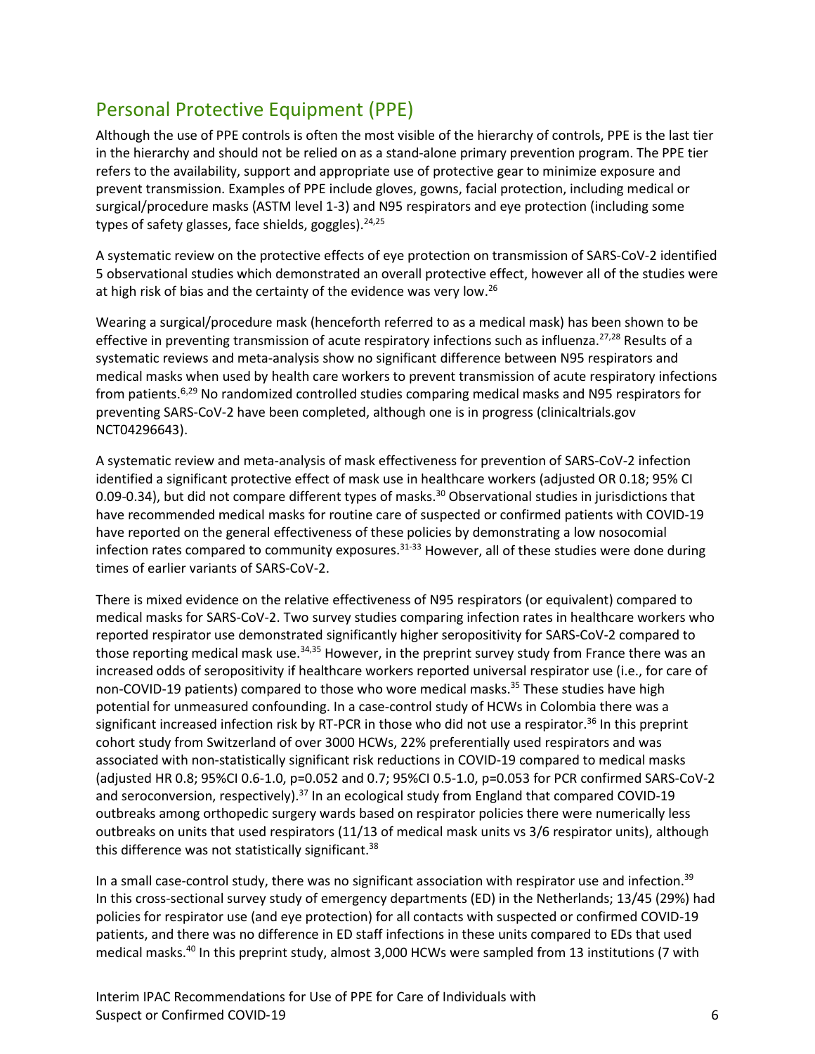## Personal Protective Equipment (PPE)

Although the use of PPE controls is often the most visible of the hierarchy of controls, PPE is the last tier in the hierarchy and should not be relied on as a stand-alone primary prevention program. The PPE tier refers to the availability, support and appropriate use of protective gear to minimize exposure and prevent transmission. Examples of PPE include gloves, gowns, facial protection, including medical or surgical/procedure masks (ASTM level 1-3) and N95 respirators and eye protection (including some types of safety glasses, face shields, goggles).[24,25]

A systematic review on the protective effects of eye protection on transmission of SARS-CoV-2 identified 5 observational studies which demonstrated an overall protective effect, however all of the studies were at high risk of bias and the certainty of the evidence was very low.[26]

Wearing a surgical/procedure mask (henceforth referred to as a medical mask) has been shown to be effective in preventing transmission of acute respiratory infections such as influenza.[27,28] Results of a systematic reviews and meta-analysis show no significant difference between N95 respirators and medical masks when used by health care workers to prevent transmission of acute respiratory infections from patients.[6,29] No randomized controlled studies comparing medical masks and N95 respirators for preventing SARS-CoV-2 have been completed, although one is in progress (clinicaltrials.gov NCT04296643).

A systematic review and meta-analysis of mask effectiveness for prevention of SARS-CoV-2 infection identified a significant protective effect of mask use in healthcare workers (adjusted OR 0.18; 95% CI 0.09-0.34), but did not compare different types of masks.[30] Observational studies in jurisdictions that have recommended medical masks for routine care of suspected or confirmed patients with COVID-19 have reported on the general effectiveness of these policies by demonstrating a low nosocomial infection rates compared to community exposures.[31-33] However, all of these studies were done during times of earlier variants of SARS-CoV-2.

There is mixed evidence on the relative effectiveness of N95 respirators (or equivalent) compared to medical masks for SARS-CoV-2. Two survey studies comparing infection rates in healthcare workers who reported respirator use demonstrated significantly higher seropositivity for SARS-CoV-2 compared to those reporting medical mask use.[34,35] However, in the preprint survey study from France there was an increased odds of seropositivity if healthcare workers reported universal respirator use (i.e., for care of non-COVID-19 patients) compared to those who wore medical masks.[35] These studies have high potential for unmeasured confounding. In a case-control study of HCWs in Colombia there was a significant increased infection risk by RT-PCR in those who did not use a respirator.[36] In this preprint cohort study from Switzerland of over 3000 HCWs, 22% preferentially used respirators and was associated with non-statistically significant risk reductions in COVID-19 compared to medical masks (adjusted HR 0.8; 95%CI 0.6-1.0, p=0.052 and 0.7; 95%CI 0.5-1.0, p=0.053 for PCR confirmed SARS-CoV-2 and seroconversion, respectively).[37] In an ecological study from England that compared COVID-19 outbreaks among orthopedic surgery wards based on respirator policies there were numerically less outbreaks on units that used respirators (11/13 of medical mask units vs 3/6 respirator units), although this difference was not statistically significant.[38]

In a small case-control study, there was no significant association with respirator use and infection.[39] In this cross-sectional survey study of emergency departments (ED) in the Netherlands; 13/45 (29%) had policies for respirator use (and eye protection) for all contacts with suspected or confirmed COVID-19 patients, and there was no difference in ED staff infections in these units compared to EDs that used medical masks.[40] In this preprint study, almost 3,000 HCWs were sampled from 13 institutions (7 with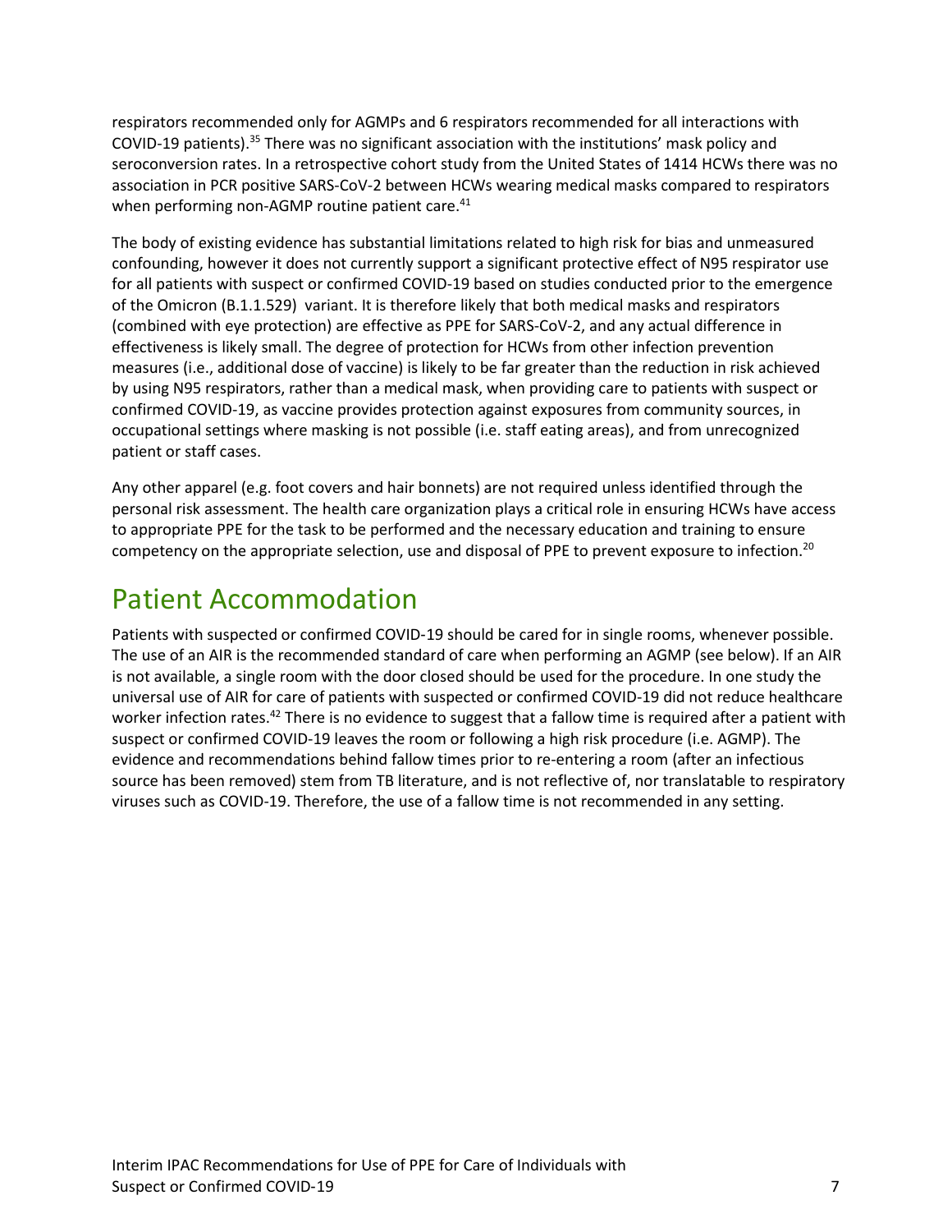respirators recommended only for AGMPs and 6 respirators recommended for all interactions with COVID-19 patients).[35] There was no significant association with the institutions' mask policy and seroconversion rates. In a retrospective cohort study from the United States of 1414 HCWs there was no association in PCR positive SARS-CoV-2 between HCWs wearing medical masks compared to respirators when performing non-AGMP routine patient care.[41]

The body of existing evidence has substantial limitations related to high risk for bias and unmeasured confounding, however it does not currently support a significant protective effect of N95 respirator use for all patients with suspect or confirmed COVID-19 based on studies conducted prior to the emergence of the Omicron (B.1.1.529) variant. It is therefore likely that both medical masks and respirators (combined with eye protection) are effective as PPE for SARS-CoV-2, and any actual difference in effectiveness is likely small. The degree of protection for HCWs from other infection prevention measures (i.e., additional dose of vaccine) is likely to be far greater than the reduction in risk achieved by using N95 respirators, rather than a medical mask, when providing care to patients with suspect or confirmed COVID-19, as vaccine provides protection against exposures from community sources, in occupational settings where masking is not possible (i.e. staff eating areas), and from unrecognized patient or staff cases.

Any other apparel (e.g. foot covers and hair bonnets) are not required unless identified through the personal risk assessment. The health care organization plays a critical role in ensuring HCWs have access to appropriate PPE for the task to be performed and the necessary education and training to ensure competency on the appropriate selection, use and disposal of PPE to prevent exposure to infection.[20]

# Patient Accommodation

Patients with suspected or confirmed COVID-19 should be cared for in single rooms, whenever possible. The use of an AIR is the recommended standard of care when performing an AGMP (see below). If an AIR is not available, a single room with the door closed should be used for the procedure. In one study the universal use of AIR for care of patients with suspected or confirmed COVID-19 did not reduce healthcare worker infection rates.[42] There is no evidence to suggest that a fallow time is required after a patient with suspect or confirmed COVID-19 leaves the room or following a high risk procedure (i.e. AGMP). The evidence and recommendations behind fallow times prior to re-entering a room (after an infectious source has been removed) stem from TB literature, and is not reflective of, nor translatable to respiratory viruses such as COVID-19. Therefore, the use of a fallow time is not recommended in any setting.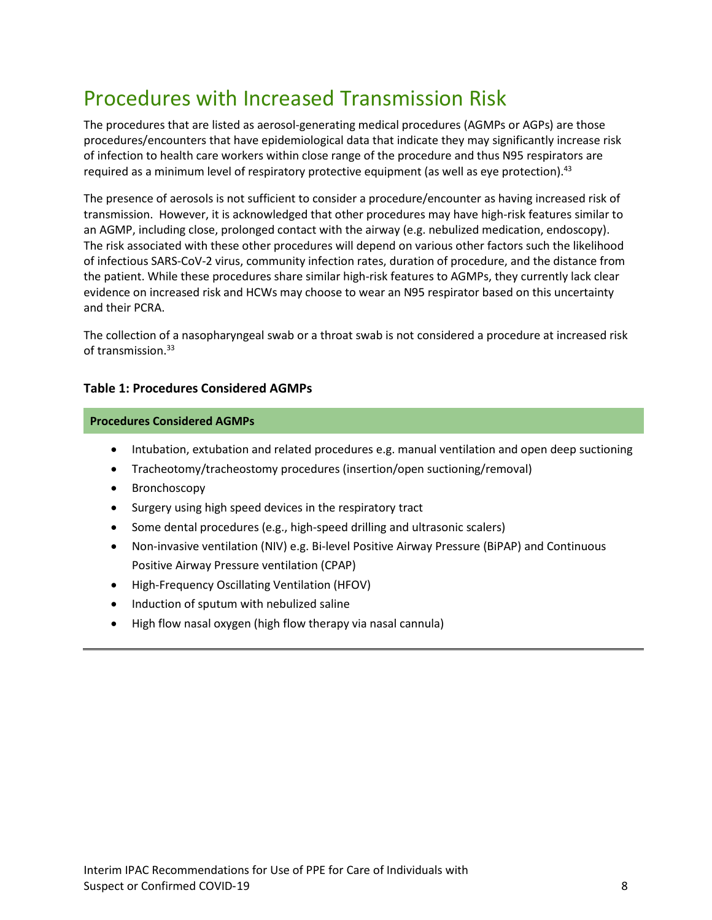# Procedures with Increased Transmission Risk

The procedures that are listed as aerosol-generating medical procedures (AGMPs or AGPs) are those procedures/encounters that have epidemiological data that indicate they may significantly increase risk of infection to health care workers within close range of the procedure and thus N95 respirators are required as a minimum level of respiratory protective equipment (as well as eye protection).[43]

The presence of aerosols is not sufficient to consider a procedure/encounter as having increased risk of transmission. However, it is acknowledged that other procedures may have high-risk features similar to an AGMP, including close, prolonged contact with the airway (e.g. nebulized medication, endoscopy). The risk associated with these other procedures will depend on various other factors such the likelihood of infectious SARS-CoV-2 virus, community infection rates, duration of procedure, and the distance from the patient. While these procedures share similar high-risk features to AGMPs, they currently lack clear evidence on increased risk and HCWs may choose to wear an N95 respirator based on this uncertainty and their PCRA.

The collection of a nasopharyngeal swab or a throat swab is not considered a procedure at increased risk of transmission.[33]

### Table 1: Procedures Considered AGMPs

| Procedures Considered AGMPs |
| --- |
| • Intubation, extubation and related procedures e.g. manual ventilation and open deep suctioning<br>• Tracheotomy/tracheostomy procedures (insertion/open suctioning/removal)<br>• Bronchoscopy<br>• Surgery using high speed devices in the respiratory tract<br>• Some dental procedures (e.g., high-speed drilling and ultrasonic scalers)<br>• Non-invasive ventilation (NIV) e.g. Bi-level Positive Airway Pressure (BiPAP) and Continuous Positive Airway Pressure ventilation (CPAP)<br>• High-Frequency Oscillating Ventilation (HFOV)<br>• Induction of sputum with nebulized saline<br>• High flow nasal oxygen (high flow therapy via nasal cannula) |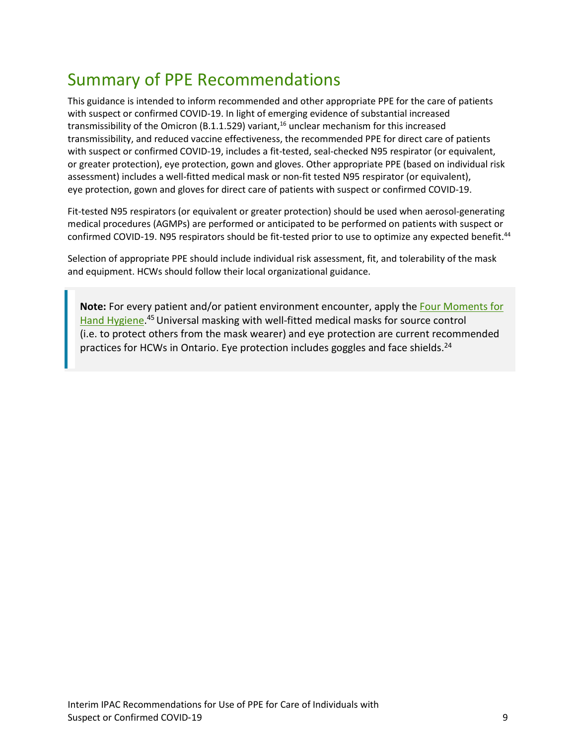## Summary of PPE Recommendations

This guidance is intended to inform recommended and other appropriate PPE for the care of patients with suspect or confirmed COVID-19. In light of emerging evidence of substantial increased transmissibility of the Omicron (B.1.1.529) variant,[16] unclear mechanism for this increased transmissibility, and reduced vaccine effectiveness, the recommended PPE for direct care of patients with suspect or confirmed COVID-19, includes a fit-tested, seal-checked N95 respirator (or equivalent, or greater protection), eye protection, gown and gloves. Other appropriate PPE (based on individual risk assessment) includes a well-fitted medical mask or non-fit tested N95 respirator (or equivalent), eye protection, gown and gloves for direct care of patients with suspect or confirmed COVID-19.

Fit-tested N95 respirators (or equivalent or greater protection) should be used when aerosol-generating medical procedures (AGMPs) are performed or anticipated to be performed on patients with suspect or confirmed COVID-19. N95 respirators should be fit-tested prior to use to optimize any expected benefit.[44]

Selection of appropriate PPE should include individual risk assessment, fit, and tolerability of the mask and equipment. HCWs should follow their local organizational guidance.

> **Note:** For every patient and/or patient environment encounter, apply the Four Moments for Hand Hygiene.[45] Universal masking with well-fitted medical masks for source control (i.e. to protect others from the mask wearer) and eye protection are current recommended practices for HCWs in Ontario. Eye protection includes goggles and face shields.[24]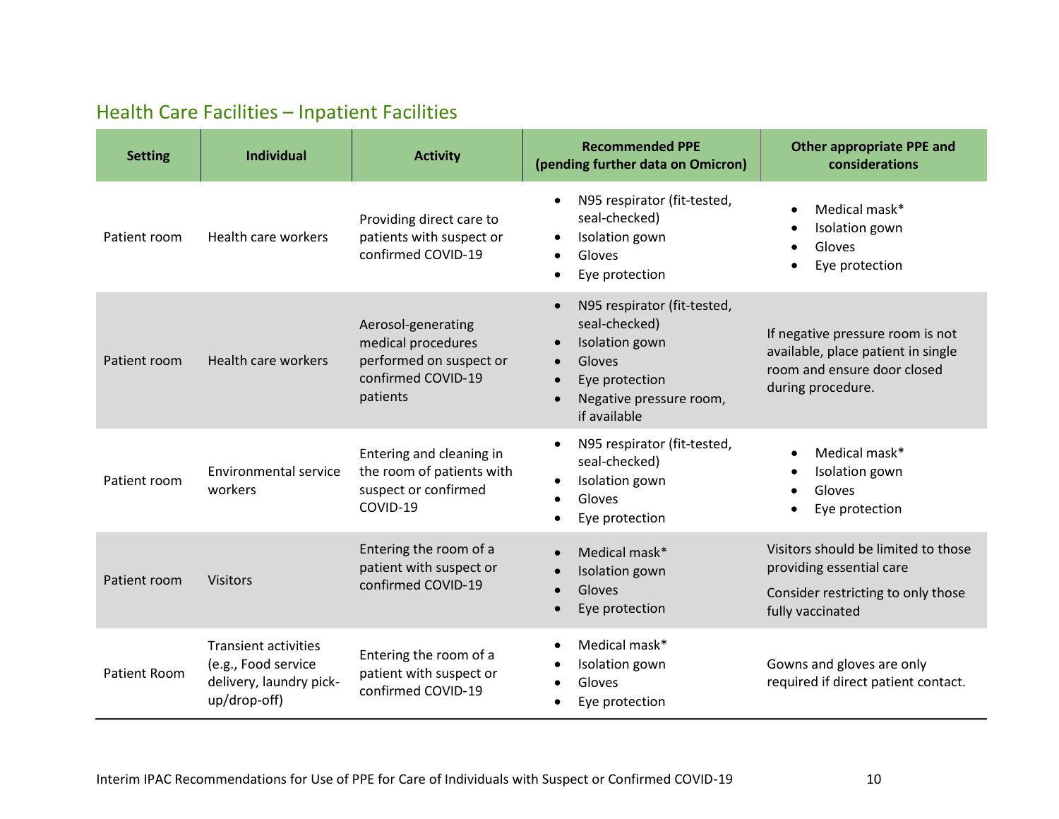## Health Care Facilities – Inpatient Facilities

| Setting | Individual | Activity | Recommended PPE (pending further data on Omicron) | Other appropriate PPE and considerations |
|---|---|---|---|---|
| Patient room | Health care workers | Providing direct care to patients with suspect or confirmed COVID-19 | • N95 respirator (fit-tested, seal-checked)<br>• Isolation gown<br>• Gloves<br>• Eye protection | • Medical mask*<br>• Isolation gown<br>• Gloves<br>• Eye protection |
| Patient room | Health care workers | Aerosol-generating medical procedures performed on suspect or confirmed COVID-19 patients | • N95 respirator (fit-tested, seal-checked)<br>• Isolation gown<br>• Gloves<br>• Eye protection<br>• Negative pressure room, if available | If negative pressure room is not available, place patient in single room and ensure door closed during procedure. |
| Patient room | Environmental service workers | Entering and cleaning in the room of patients with suspect or confirmed COVID-19 | • N95 respirator (fit-tested, seal-checked)<br>• Isolation gown<br>• Gloves<br>• Eye protection | • Medical mask*<br>• Isolation gown<br>• Gloves<br>• Eye protection |
| Patient room | Visitors | Entering the room of a patient with suspect or confirmed COVID-19 | • Medical mask*<br>• Isolation gown<br>• Gloves<br>• Eye protection | Visitors should be limited to those providing essential care<br>Consider restricting to only those fully vaccinated |
| Patient Room | Transient activities (e.g., Food service delivery, laundry pick-up/drop-off) | Entering the room of a patient with suspect or confirmed COVID-19 | • Medical mask*<br>• Isolation gown<br>• Gloves<br>• Eye protection | Gowns and gloves are only required if direct patient contact. |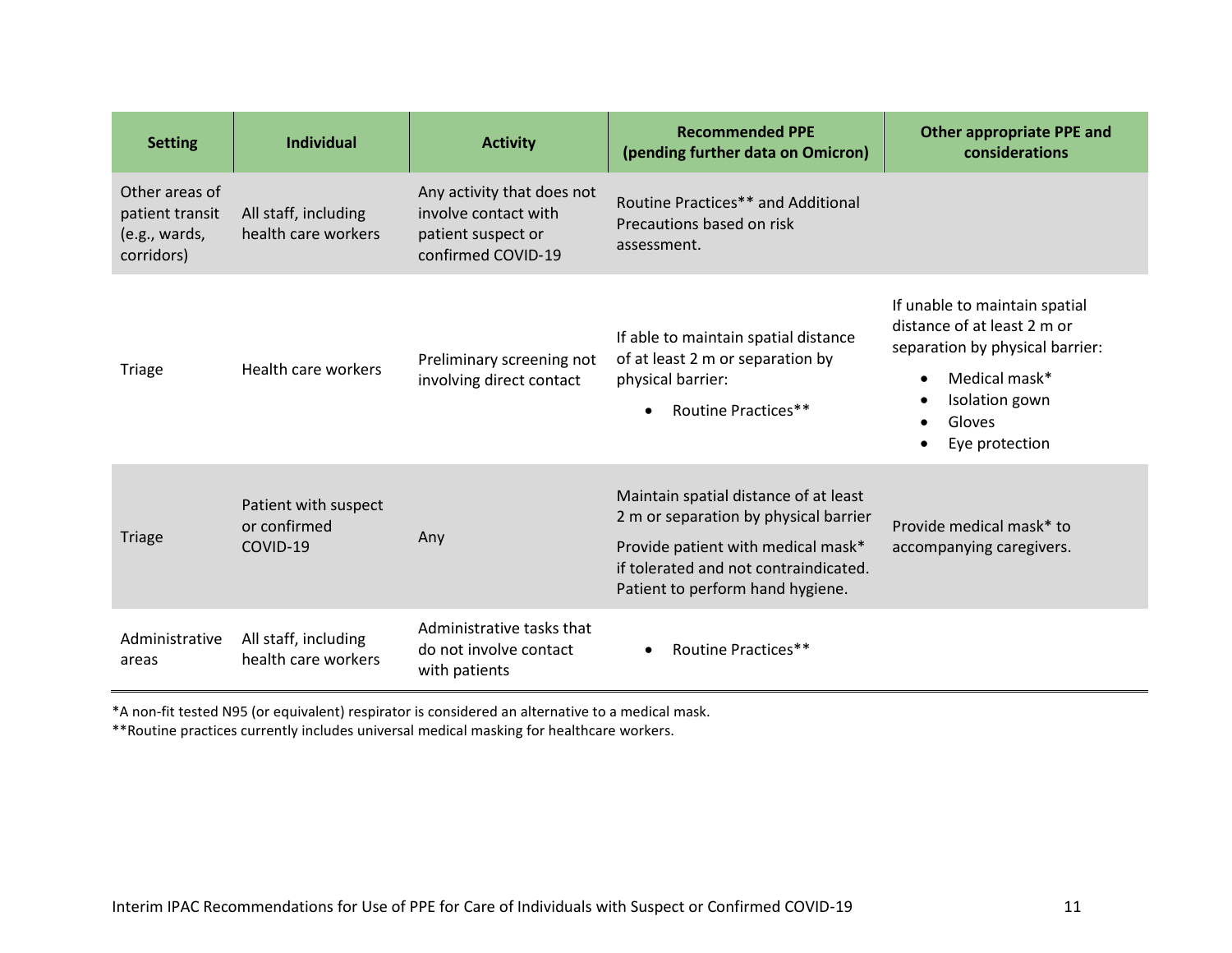| Setting | Individual | Activity | Recommended PPE (pending further data on Omicron) | Other appropriate PPE and considerations |
| --- | --- | --- | --- | --- |
| Other areas of patient transit (e.g., wards, corridors) | All staff, including health care workers | Any activity that does not involve contact with patient suspect or confirmed COVID-19 | Routine Practices** and Additional Precautions based on risk assessment. | |
| Triage | Health care workers | Preliminary screening not involving direct contact | If able to maintain spatial distance of at least 2 m or separation by physical barrier: <br>• Routine Practices** | If unable to maintain spatial distance of at least 2 m or separation by physical barrier: <br>• Medical mask* <br>• Isolation gown <br>• Gloves <br>• Eye protection |
| Triage | Patient with suspect or confirmed COVID-19 | Any | Maintain spatial distance of at least 2 m or separation by physical barrier <br>Provide patient with medical mask* if tolerated and not contraindicated. Patient to perform hand hygiene. | Provide medical mask* to accompanying caregivers. |
| Administrative areas | All staff, including health care workers | Administrative tasks that do not involve contact with patients | • Routine Practices** | |

*A non-fit tested N95 (or equivalent) respirator is considered an alternative to a medical mask.

**Routine practices currently includes universal medical masking for healthcare workers.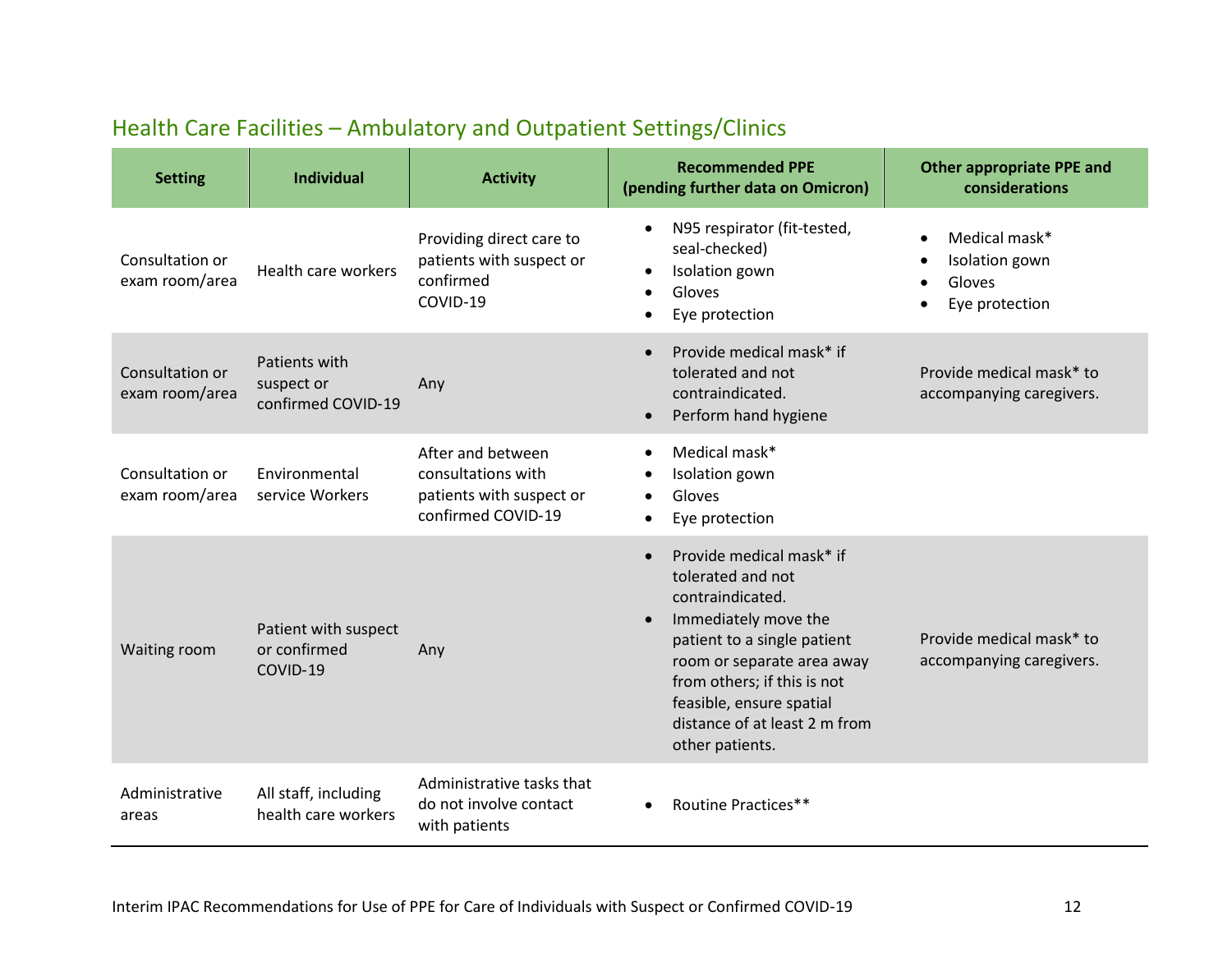## Health Care Facilities – Ambulatory and Outpatient Settings/Clinics

| Setting | Individual | Activity | Recommended PPE (pending further data on Omicron) | Other appropriate PPE and considerations |
|---|---|---|---|---|
| Consultation or exam room/area | Health care workers | Providing direct care to patients with suspect or confirmed COVID-19 | • N95 respirator (fit-tested, seal-checked)<br>• Isolation gown<br>• Gloves<br>• Eye protection | • Medical mask*<br>• Isolation gown<br>• Gloves<br>• Eye protection |
| Consultation or exam room/area | Patients with suspect or confirmed COVID-19 | Any | • Provide medical mask* if tolerated and not contraindicated.<br>• Perform hand hygiene | Provide medical mask* to accompanying caregivers. |
| Consultation or exam room/area | Environmental service Workers | After and between consultations with patients with suspect or confirmed COVID-19 | • Medical mask*<br>• Isolation gown<br>• Gloves<br>• Eye protection | |
| Waiting room | Patient with suspect or confirmed COVID-19 | Any | • Provide medical mask* if tolerated and not contraindicated.<br>• Immediately move the patient to a single patient room or separate area away from others; if this is not feasible, ensure spatial distance of at least 2 m from other patients. | Provide medical mask* to accompanying caregivers. |
| Administrative areas | All staff, including health care workers | Administrative tasks that do not involve contact with patients | • Routine Practices** | |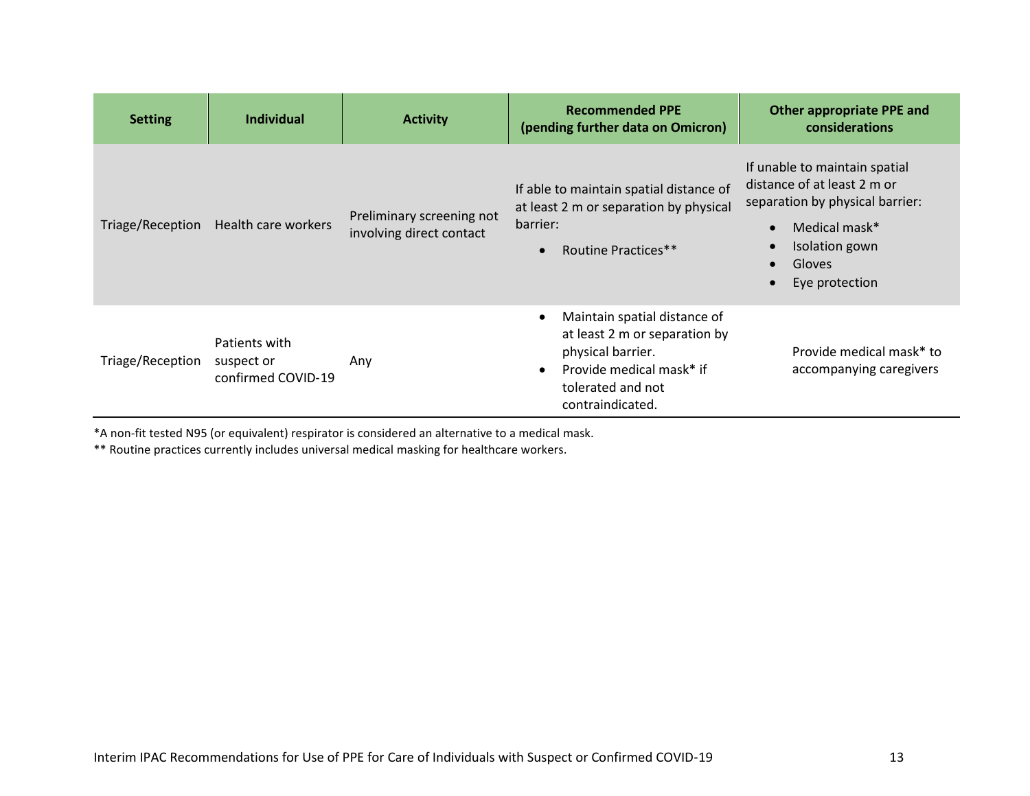| Setting | Individual | Activity | Recommended PPE (pending further data on Omicron) | Other appropriate PPE and considerations |
| --- | --- | --- | --- | --- |
| Triage/Reception | Health care workers | Preliminary screening not involving direct contact | If able to maintain spatial distance of at least 2 m or separation by physical barrier:<br>• Routine Practices** | If unable to maintain spatial distance of at least 2 m or separation by physical barrier:<br>• Medical mask*<br>• Isolation gown<br>• Gloves<br>• Eye protection |
| Triage/Reception | Patients with suspect or confirmed COVID-19 | Any | • Maintain spatial distance of at least 2 m or separation by physical barrier.<br>• Provide medical mask* if tolerated and not contraindicated. | Provide medical mask* to accompanying caregivers |

*A non-fit tested N95 (or equivalent) respirator is considered an alternative to a medical mask.

** Routine practices currently includes universal medical masking for healthcare workers.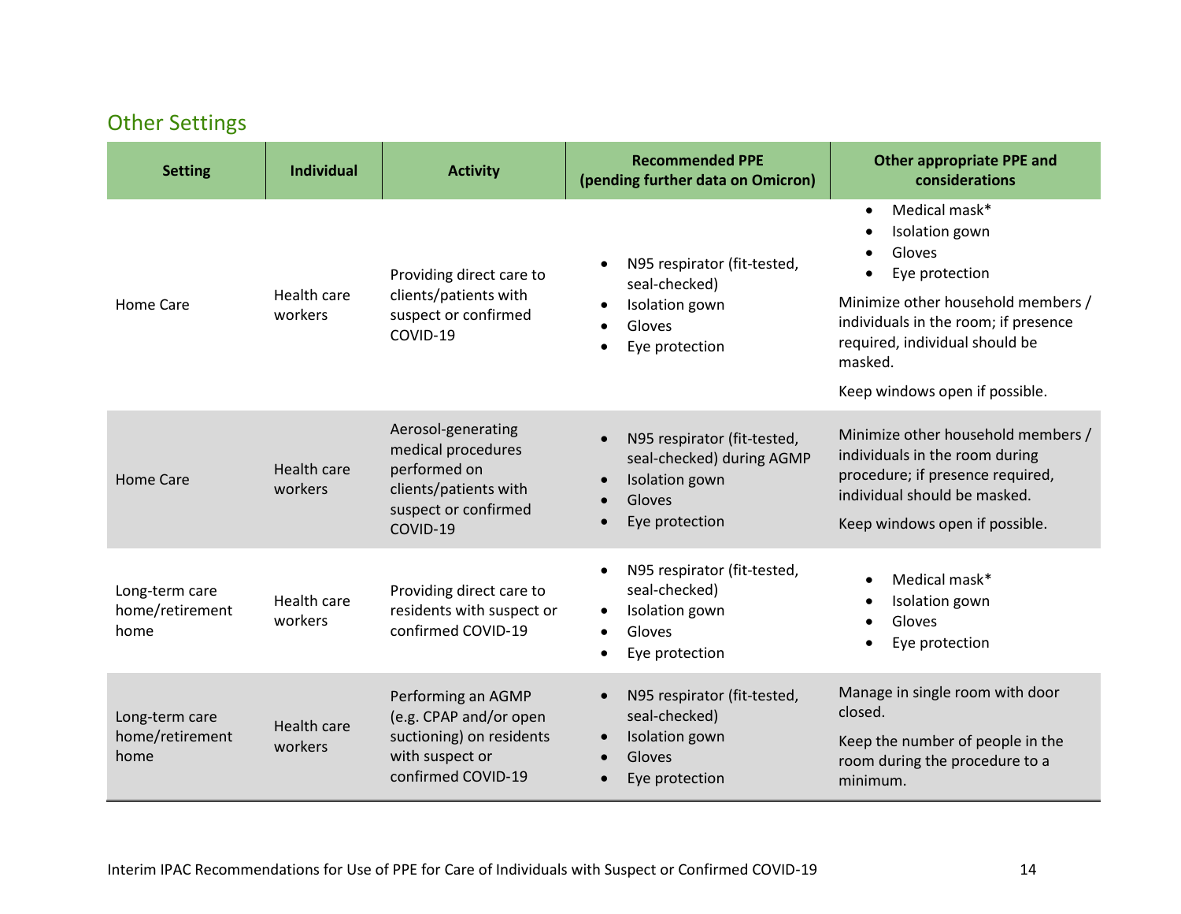## Other Settings

| Setting | Individual | Activity | Recommended PPE (pending further data on Omicron) | Other appropriate PPE and considerations |
|---|---|---|---|---|
| Home Care | Health care workers | Providing direct care to clients/patients with suspect or confirmed COVID-19 | • N95 respirator (fit-tested, seal-checked)<br>• Isolation gown<br>• Gloves<br>• Eye protection | • Medical mask*<br>• Isolation gown<br>• Gloves<br>• Eye protection<br>Minimize other household members / individuals in the room; if presence required, individual should be masked.<br>Keep windows open if possible. |
| Home Care | Health care workers | Aerosol-generating medical procedures performed on clients/patients with suspect or confirmed COVID-19 | • N95 respirator (fit-tested, seal-checked) during AGMP<br>• Isolation gown<br>• Gloves<br>• Eye protection | Minimize other household members / individuals in the room during procedure; if presence required, individual should be masked.<br>Keep windows open if possible. |
| Long-term care home/retirement home | Health care workers | Providing direct care to residents with suspect or confirmed COVID-19 | • N95 respirator (fit-tested, seal-checked)<br>• Isolation gown<br>• Gloves<br>• Eye protection | • Medical mask*<br>• Isolation gown<br>• Gloves<br>• Eye protection |
| Long-term care home/retirement home | Health care workers | Performing an AGMP (e.g. CPAP and/or open suctioning) on residents with suspect or confirmed COVID-19 | • N95 respirator (fit-tested, seal-checked)<br>• Isolation gown<br>• Gloves<br>• Eye protection | Manage in single room with door closed.<br>Keep the number of people in the room during the procedure to a minimum. |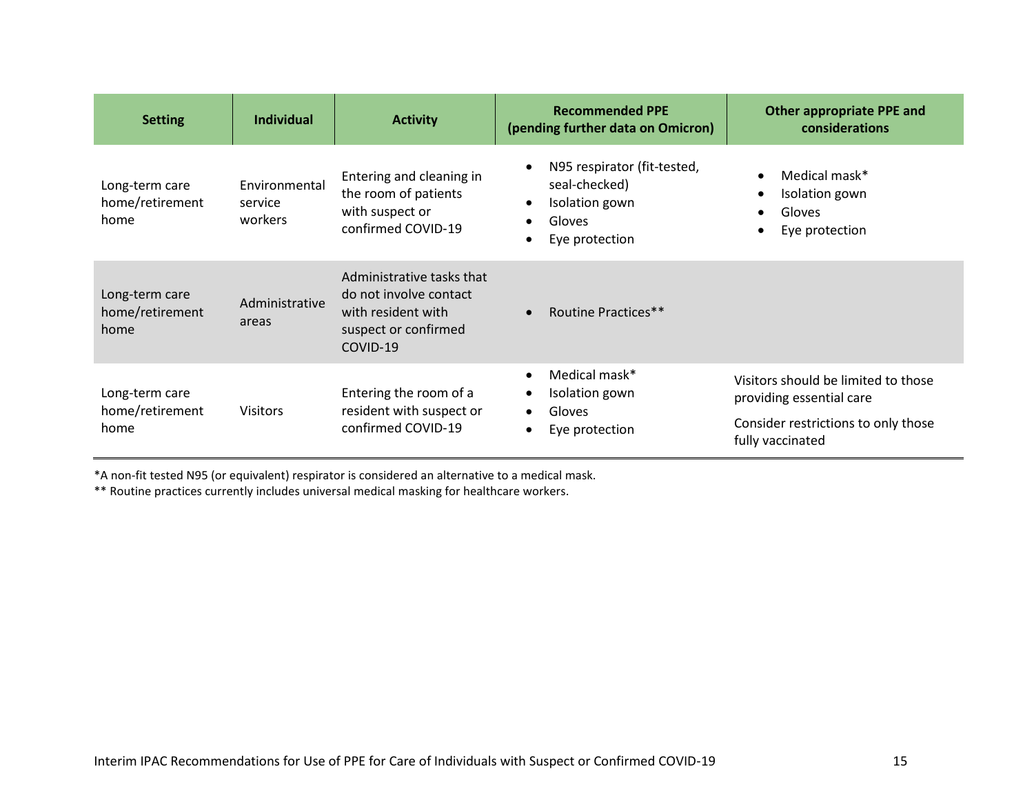| Setting | Individual | Activity | Recommended PPE (pending further data on Omicron) | Other appropriate PPE and considerations |
|---|---|---|---|---|
| Long-term care home/retirement home | Environmental service workers | Entering and cleaning in the room of patients with suspect or confirmed COVID-19 | • N95 respirator (fit-tested, seal-checked)<br>• Isolation gown<br>• Gloves<br>• Eye protection | • Medical mask*<br>• Isolation gown<br>• Gloves<br>• Eye protection |
| Long-term care home/retirement home | Administrative areas | Administrative tasks that do not involve contact with resident with suspect or confirmed COVID-19 | • Routine Practices** | |
| Long-term care home/retirement home | Visitors | Entering the room of a resident with suspect or confirmed COVID-19 | • Medical mask*<br>• Isolation gown<br>• Gloves<br>• Eye protection | Visitors should be limited to those providing essential care<br><br>Consider restrictions to only those fully vaccinated |

*A non-fit tested N95 (or equivalent) respirator is considered an alternative to a medical mask.

** Routine practices currently includes universal medical masking for healthcare workers.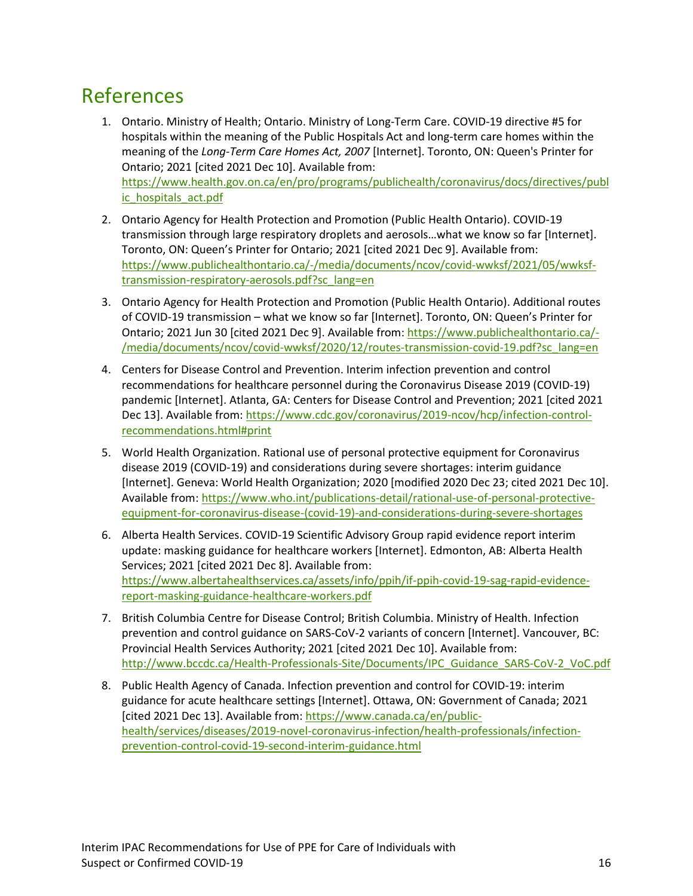# References

1. Ontario. Ministry of Health; Ontario. Ministry of Long-Term Care. COVID-19 directive #5 for hospitals within the meaning of the Public Hospitals Act and long-term care homes within the meaning of the *Long-Term Care Homes Act, 2007* [Internet]. Toronto, ON: Queen's Printer for Ontario; 2021 [cited 2021 Dec 10]. Available from: https://www.health.gov.on.ca/en/pro/programs/publichealth/coronavirus/docs/directives/public_hospitals_act.pdf

2. Ontario Agency for Health Protection and Promotion (Public Health Ontario). COVID-19 transmission through large respiratory droplets and aerosols…what we know so far [Internet]. Toronto, ON: Queen's Printer for Ontario; 2021 [cited 2021 Dec 9]. Available from: https://www.publichealthontario.ca/-/media/documents/ncov/covid-wwksf/2021/05/wwksf-transmission-respiratory-aerosols.pdf?sc_lang=en

3. Ontario Agency for Health Protection and Promotion (Public Health Ontario). Additional routes of COVID-19 transmission – what we know so far [Internet]. Toronto, ON: Queen's Printer for Ontario; 2021 Jun 30 [cited 2021 Dec 9]. Available from: https://www.publichealthontario.ca/-/media/documents/ncov/covid-wwksf/2020/12/routes-transmission-covid-19.pdf?sc_lang=en

4. Centers for Disease Control and Prevention. Interim infection prevention and control recommendations for healthcare personnel during the Coronavirus Disease 2019 (COVID-19) pandemic [Internet]. Atlanta, GA: Centers for Disease Control and Prevention; 2021 [cited 2021 Dec 13]. Available from: https://www.cdc.gov/coronavirus/2019-ncov/hcp/infection-control-recommendations.html#print

5. World Health Organization. Rational use of personal protective equipment for Coronavirus disease 2019 (COVID-19) and considerations during severe shortages: interim guidance [Internet]. Geneva: World Health Organization; 2020 [modified 2020 Dec 23; cited 2021 Dec 10]. Available from: https://www.who.int/publications-detail/rational-use-of-personal-protective-equipment-for-coronavirus-disease-(covid-19)-and-considerations-during-severe-shortages

6. Alberta Health Services. COVID-19 Scientific Advisory Group rapid evidence report interim update: masking guidance for healthcare workers [Internet]. Edmonton, AB: Alberta Health Services; 2021 [cited 2021 Dec 8]. Available from: https://www.albertahealthservices.ca/assets/info/ppih/if-ppih-covid-19-sag-rapid-evidence-report-masking-guidance-healthcare-workers.pdf

7. British Columbia Centre for Disease Control; British Columbia. Ministry of Health. Infection prevention and control guidance on SARS-CoV-2 variants of concern [Internet]. Vancouver, BC: Provincial Health Services Authority; 2021 [cited 2021 Dec 10]. Available from: http://www.bccdc.ca/Health-Professionals-Site/Documents/IPC_Guidance_SARS-CoV-2_VoC.pdf

8. Public Health Agency of Canada. Infection prevention and control for COVID-19: interim guidance for acute healthcare settings [Internet]. Ottawa, ON: Government of Canada; 2021 [cited 2021 Dec 13]. Available from: https://www.canada.ca/en/public-health/services/diseases/2019-novel-coronavirus-infection/health-professionals/infection-prevention-control-covid-19-second-interim-guidance.html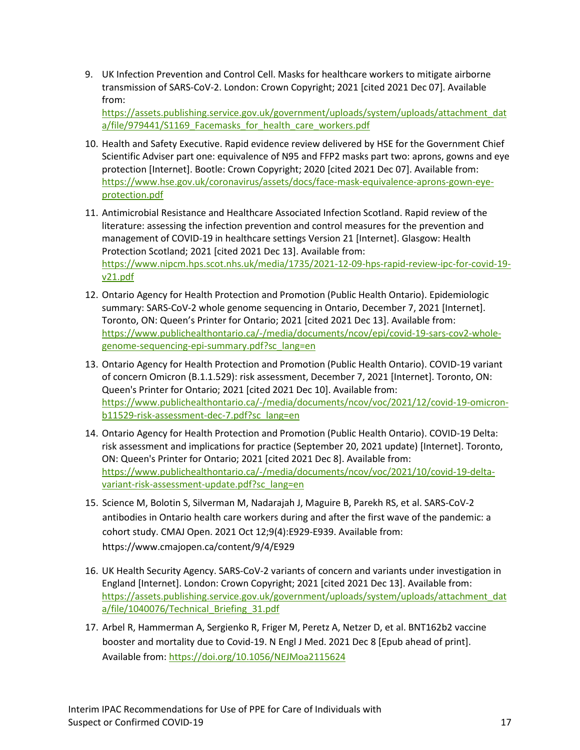9. UK Infection Prevention and Control Cell. Masks for healthcare workers to mitigate airborne transmission of SARS-CoV-2. London: Crown Copyright; 2021 [cited 2021 Dec 07]. Available from: https://assets.publishing.service.gov.uk/government/uploads/system/uploads/attachment_data/file/979441/S1169_Facemasks_for_health_care_workers.pdf

10. Health and Safety Executive. Rapid evidence review delivered by HSE for the Government Chief Scientific Adviser part one: equivalence of N95 and FFP2 masks part two: aprons, gowns and eye protection [Internet]. Bootle: Crown Copyright; 2020 [cited 2021 Dec 07]. Available from: https://www.hse.gov.uk/coronavirus/assets/docs/face-mask-equivalence-aprons-gown-eye-protection.pdf

11. Antimicrobial Resistance and Healthcare Associated Infection Scotland. Rapid review of the literature: assessing the infection prevention and control measures for the prevention and management of COVID-19 in healthcare settings Version 21 [Internet]. Glasgow: Health Protection Scotland; 2021 [cited 2021 Dec 13]. Available from: https://www.nipcm.hps.scot.nhs.uk/media/1735/2021-12-09-hps-rapid-review-ipc-for-covid-19-v21.pdf

12. Ontario Agency for Health Protection and Promotion (Public Health Ontario). Epidemiologic summary: SARS-CoV-2 whole genome sequencing in Ontario, December 7, 2021 [Internet]. Toronto, ON: Queen's Printer for Ontario; 2021 [cited 2021 Dec 13]. Available from: https://www.publichealthontario.ca/-/media/documents/ncov/epi/covid-19-sars-cov2-whole-genome-sequencing-epi-summary.pdf?sc_lang=en

13. Ontario Agency for Health Protection and Promotion (Public Health Ontario). COVID-19 variant of concern Omicron (B.1.1.529): risk assessment, December 7, 2021 [Internet]. Toronto, ON: Queen's Printer for Ontario; 2021 [cited 2021 Dec 10]. Available from: https://www.publichealthontario.ca/-/media/documents/ncov/voc/2021/12/covid-19-omicron-b11529-risk-assessment-dec-7.pdf?sc_lang=en

14. Ontario Agency for Health Protection and Promotion (Public Health Ontario). COVID-19 Delta: risk assessment and implications for practice (September 20, 2021 update) [Internet]. Toronto, ON: Queen's Printer for Ontario; 2021 [cited 2021 Dec 8]. Available from: https://www.publichealthontario.ca/-/media/documents/ncov/voc/2021/10/covid-19-delta-variant-risk-assessment-update.pdf?sc_lang=en

15. Science M, Bolotin S, Silverman M, Nadarajah J, Maguire B, Parekh RS, et al. SARS-CoV-2 antibodies in Ontario health care workers during and after the first wave of the pandemic: a cohort study. CMAJ Open. 2021 Oct 12;9(4):E929-E939. Available from: https://www.cmajopen.ca/content/9/4/E929

16. UK Health Security Agency. SARS-CoV-2 variants of concern and variants under investigation in England [Internet]. London: Crown Copyright; 2021 [cited 2021 Dec 13]. Available from: https://assets.publishing.service.gov.uk/government/uploads/system/uploads/attachment_data/file/1040076/Technical_Briefing_31.pdf

17. Arbel R, Hammerman A, Sergienko R, Friger M, Peretz A, Netzer D, et al. BNT162b2 vaccine booster and mortality due to Covid-19. N Engl J Med. 2021 Dec 8 [Epub ahead of print]. Available from: https://doi.org/10.1056/NEJMoa2115624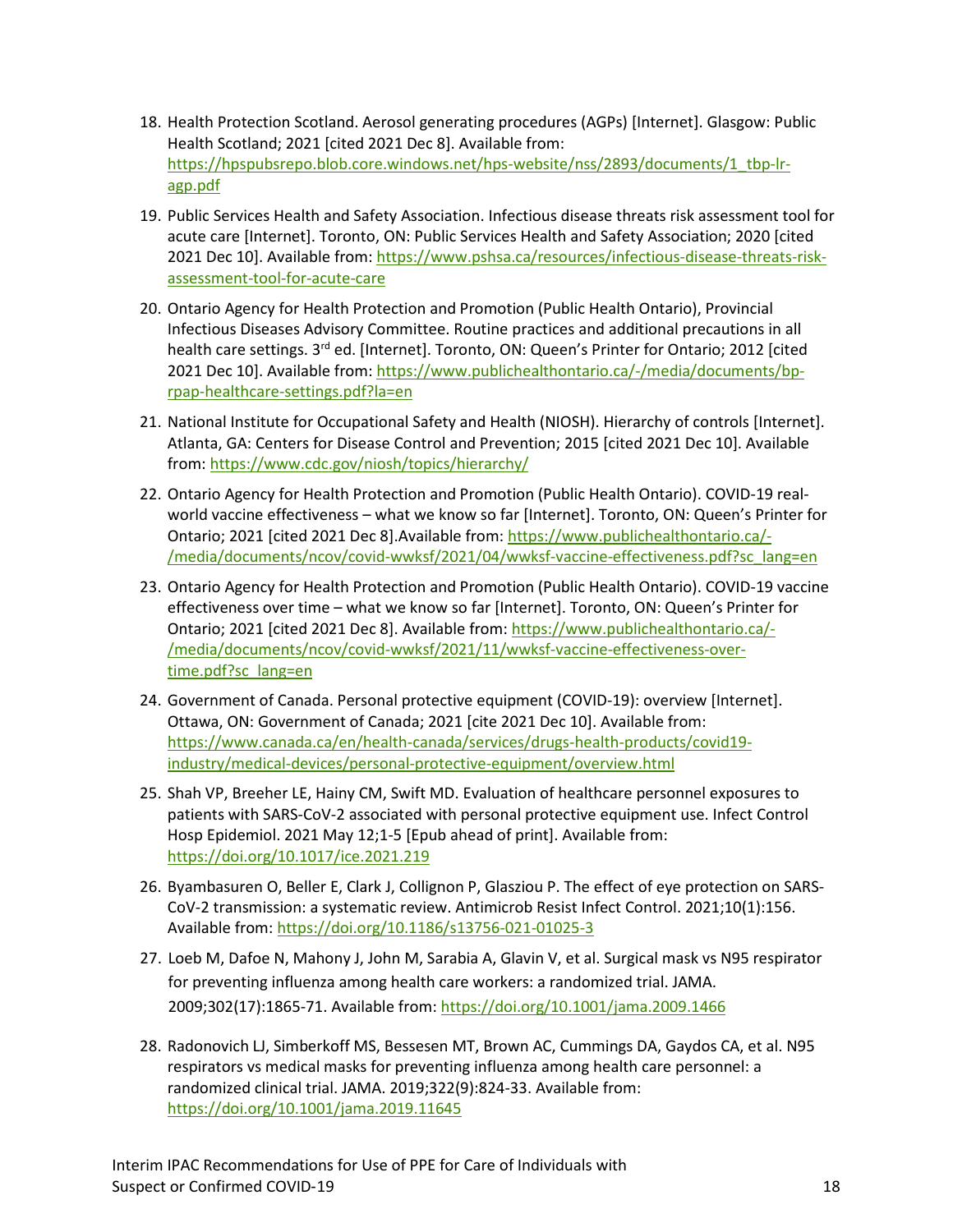18. Health Protection Scotland. Aerosol generating procedures (AGPs) [Internet]. Glasgow: Public Health Scotland; 2021 [cited 2021 Dec 8]. Available from: https://hpspubsrepo.blob.core.windows.net/hps-website/nss/2893/documents/1_tbp-lr-agp.pdf

19. Public Services Health and Safety Association. Infectious disease threats risk assessment tool for acute care [Internet]. Toronto, ON: Public Services Health and Safety Association; 2020 [cited 2021 Dec 10]. Available from: https://www.pshsa.ca/resources/infectious-disease-threats-risk-assessment-tool-for-acute-care

20. Ontario Agency for Health Protection and Promotion (Public Health Ontario), Provincial Infectious Diseases Advisory Committee. Routine practices and additional precautions in all health care settings. 3rd ed. [Internet]. Toronto, ON: Queen's Printer for Ontario; 2012 [cited 2021 Dec 10]. Available from: https://www.publichealthontario.ca/-/media/documents/bp-rpap-healthcare-settings.pdf?la=en

21. National Institute for Occupational Safety and Health (NIOSH). Hierarchy of controls [Internet]. Atlanta, GA: Centers for Disease Control and Prevention; 2015 [cited 2021 Dec 10]. Available from: https://www.cdc.gov/niosh/topics/hierarchy/

22. Ontario Agency for Health Protection and Promotion (Public Health Ontario). COVID-19 real-world vaccine effectiveness – what we know so far [Internet]. Toronto, ON: Queen's Printer for Ontario; 2021 [cited 2021 Dec 8].Available from: https://www.publichealthontario.ca/-/media/documents/ncov/covid-wwksf/2021/04/wwksf-vaccine-effectiveness.pdf?sc_lang=en

23. Ontario Agency for Health Protection and Promotion (Public Health Ontario). COVID-19 vaccine effectiveness over time – what we know so far [Internet]. Toronto, ON: Queen's Printer for Ontario; 2021 [cited 2021 Dec 8]. Available from: https://www.publichealthontario.ca/-/media/documents/ncov/covid-wwksf/2021/11/wwksf-vaccine-effectiveness-over-time.pdf?sc_lang=en

24. Government of Canada. Personal protective equipment (COVID-19): overview [Internet]. Ottawa, ON: Government of Canada; 2021 [cite 2021 Dec 10]. Available from: https://www.canada.ca/en/health-canada/services/drugs-health-products/covid19-industry/medical-devices/personal-protective-equipment/overview.html

25. Shah VP, Breeher LE, Hainy CM, Swift MD. Evaluation of healthcare personnel exposures to patients with SARS-CoV-2 associated with personal protective equipment use. Infect Control Hosp Epidemiol. 2021 May 12;1-5 [Epub ahead of print]. Available from: https://doi.org/10.1017/ice.2021.219

26. Byambasuren O, Beller E, Clark J, Collignon P, Glasziou P. The effect of eye protection on SARS-CoV-2 transmission: a systematic review. Antimicrob Resist Infect Control. 2021;10(1):156. Available from: https://doi.org/10.1186/s13756-021-01025-3

27. Loeb M, Dafoe N, Mahony J, John M, Sarabia A, Glavin V, et al. Surgical mask vs N95 respirator for preventing influenza among health care workers: a randomized trial. JAMA. 2009;302(17):1865-71. Available from: https://doi.org/10.1001/jama.2009.1466

28. Radonovich LJ, Simberkoff MS, Bessesen MT, Brown AC, Cummings DA, Gaydos CA, et al. N95 respirators vs medical masks for preventing influenza among health care personnel: a randomized clinical trial. JAMA. 2019;322(9):824-33. Available from: https://doi.org/10.1001/jama.2019.11645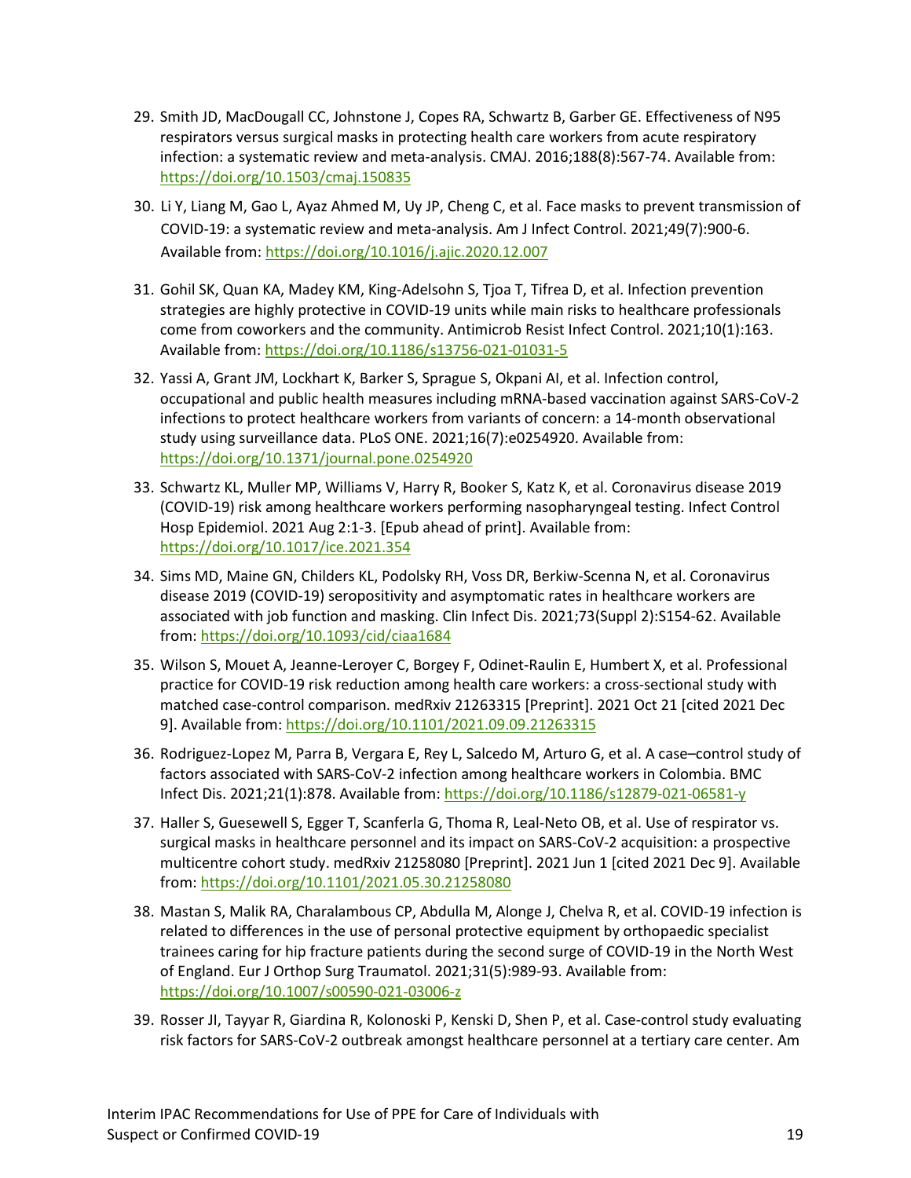29. Smith JD, MacDougall CC, Johnstone J, Copes RA, Schwartz B, Garber GE. Effectiveness of N95 respirators versus surgical masks in protecting health care workers from acute respiratory infection: a systematic review and meta-analysis. CMAJ. 2016;188(8):567-74. Available from: https://doi.org/10.1503/cmaj.150835

30. Li Y, Liang M, Gao L, Ayaz Ahmed M, Uy JP, Cheng C, et al. Face masks to prevent transmission of COVID-19: a systematic review and meta-analysis. Am J Infect Control. 2021;49(7):900-6. Available from: https://doi.org/10.1016/j.ajic.2020.12.007

31. Gohil SK, Quan KA, Madey KM, King-Adelsohn S, Tjoa T, Tifrea D, et al. Infection prevention strategies are highly protective in COVID-19 units while main risks to healthcare professionals come from coworkers and the community. Antimicrob Resist Infect Control. 2021;10(1):163. Available from: https://doi.org/10.1186/s13756-021-01031-5

32. Yassi A, Grant JM, Lockhart K, Barker S, Sprague S, Okpani AI, et al. Infection control, occupational and public health measures including mRNA-based vaccination against SARS-CoV-2 infections to protect healthcare workers from variants of concern: a 14-month observational study using surveillance data. PLoS ONE. 2021;16(7):e0254920. Available from: https://doi.org/10.1371/journal.pone.0254920

33. Schwartz KL, Muller MP, Williams V, Harry R, Booker S, Katz K, et al. Coronavirus disease 2019 (COVID-19) risk among healthcare workers performing nasopharyngeal testing. Infect Control Hosp Epidemiol. 2021 Aug 2:1-3. [Epub ahead of print]. Available from: https://doi.org/10.1017/ice.2021.354

34. Sims MD, Maine GN, Childers KL, Podolsky RH, Voss DR, Berkiw-Scenna N, et al. Coronavirus disease 2019 (COVID-19) seropositivity and asymptomatic rates in healthcare workers are associated with job function and masking. Clin Infect Dis. 2021;73(Suppl 2):S154-62. Available from: https://doi.org/10.1093/cid/ciaa1684

35. Wilson S, Mouet A, Jeanne-Leroyer C, Borgey F, Odinet-Raulin E, Humbert X, et al. Professional practice for COVID-19 risk reduction among health care workers: a cross-sectional study with matched case-control comparison. medRxiv 21263315 [Preprint]. 2021 Oct 21 [cited 2021 Dec 9]. Available from: https://doi.org/10.1101/2021.09.09.21263315

36. Rodriguez-Lopez M, Parra B, Vergara E, Rey L, Salcedo M, Arturo G, et al. A case–control study of factors associated with SARS-CoV-2 infection among healthcare workers in Colombia. BMC Infect Dis. 2021;21(1):878. Available from: https://doi.org/10.1186/s12879-021-06581-y

37. Haller S, Guesewell S, Egger T, Scanferla G, Thoma R, Leal-Neto OB, et al. Use of respirator vs. surgical masks in healthcare personnel and its impact on SARS-CoV-2 acquisition: a prospective multicentre cohort study. medRxiv 21258080 [Preprint]. 2021 Jun 1 [cited 2021 Dec 9]. Available from: https://doi.org/10.1101/2021.05.30.21258080

38. Mastan S, Malik RA, Charalambous CP, Abdulla M, Alonge J, Chelva R, et al. COVID-19 infection is related to differences in the use of personal protective equipment by orthopaedic specialist trainees caring for hip fracture patients during the second surge of COVID-19 in the North West of England. Eur J Orthop Surg Traumatol. 2021;31(5):989-93. Available from: https://doi.org/10.1007/s00590-021-03006-z

39. Rosser JI, Tayyar R, Giardina R, Kolonoski P, Kenski D, Shen P, et al. Case-control study evaluating risk factors for SARS-CoV-2 outbreak amongst healthcare personnel at a tertiary care center. Am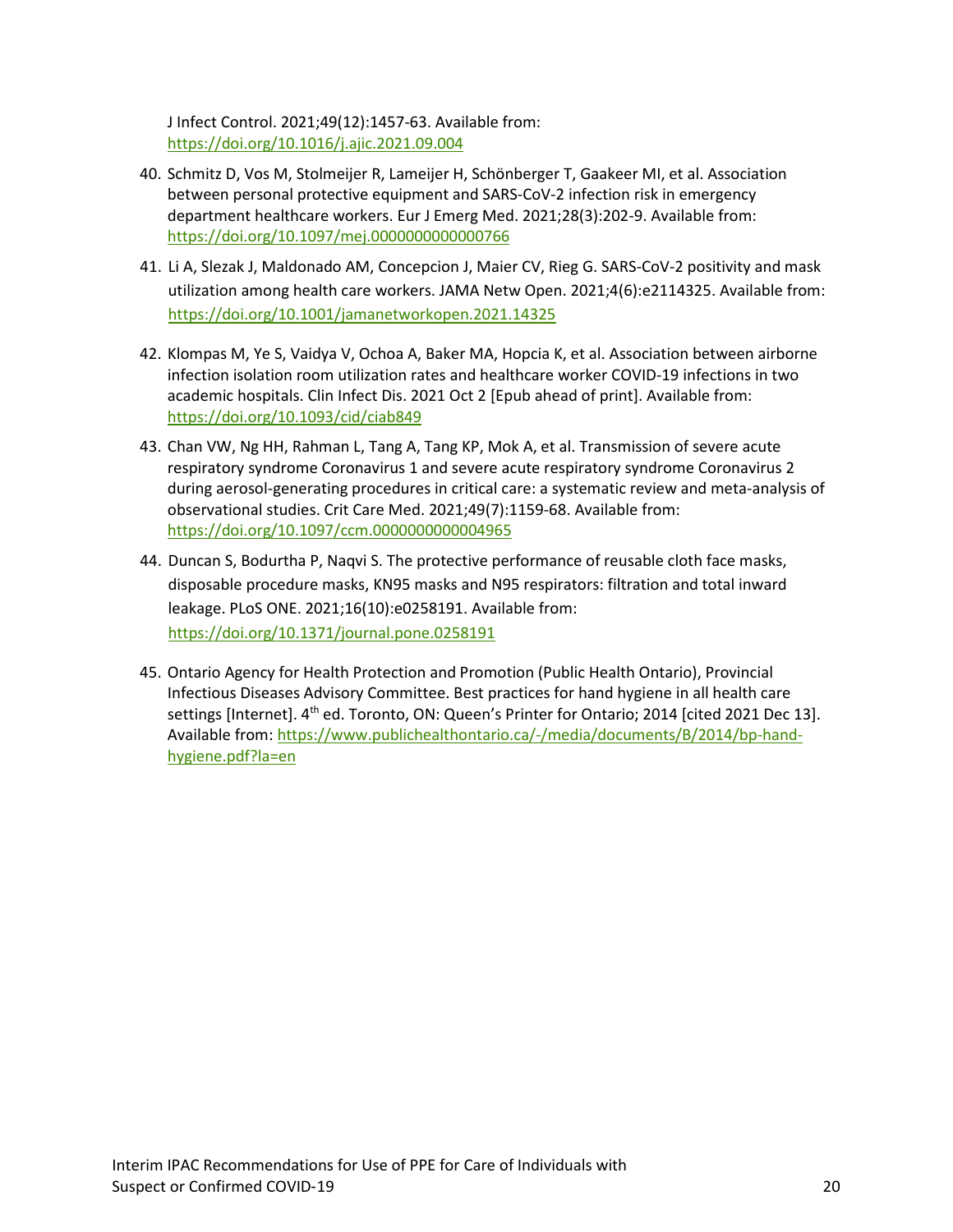J Infect Control. 2021;49(12):1457-63. Available from: https://doi.org/10.1016/j.ajic.2021.09.004

40. Schmitz D, Vos M, Stolmeijer R, Lameijer H, Schönberger T, Gaakeer MI, et al. Association between personal protective equipment and SARS-CoV-2 infection risk in emergency department healthcare workers. Eur J Emerg Med. 2021;28(3):202-9. Available from: https://doi.org/10.1097/mej.0000000000000766

41. Li A, Slezak J, Maldonado AM, Concepcion J, Maier CV, Rieg G. SARS-CoV-2 positivity and mask utilization among health care workers. JAMA Netw Open. 2021;4(6):e2114325. Available from: https://doi.org/10.1001/jamanetworkopen.2021.14325

42. Klompas M, Ye S, Vaidya V, Ochoa A, Baker MA, Hopcia K, et al. Association between airborne infection isolation room utilization rates and healthcare worker COVID-19 infections in two academic hospitals. Clin Infect Dis. 2021 Oct 2 [Epub ahead of print]. Available from: https://doi.org/10.1093/cid/ciab849

43. Chan VW, Ng HH, Rahman L, Tang A, Tang KP, Mok A, et al. Transmission of severe acute respiratory syndrome Coronavirus 1 and severe acute respiratory syndrome Coronavirus 2 during aerosol-generating procedures in critical care: a systematic review and meta-analysis of observational studies. Crit Care Med. 2021;49(7):1159-68. Available from: https://doi.org/10.1097/ccm.0000000000004965

44. Duncan S, Bodurtha P, Naqvi S. The protective performance of reusable cloth face masks, disposable procedure masks, KN95 masks and N95 respirators: filtration and total inward leakage. PLoS ONE. 2021;16(10):e0258191. Available from: https://doi.org/10.1371/journal.pone.0258191

45. Ontario Agency for Health Protection and Promotion (Public Health Ontario), Provincial Infectious Diseases Advisory Committee. Best practices for hand hygiene in all health care settings [Internet]. 4th ed. Toronto, ON: Queen's Printer for Ontario; 2014 [cited 2021 Dec 13]. Available from: https://www.publichealthontario.ca/-/media/documents/B/2014/bp-hand-hygiene.pdf?la=en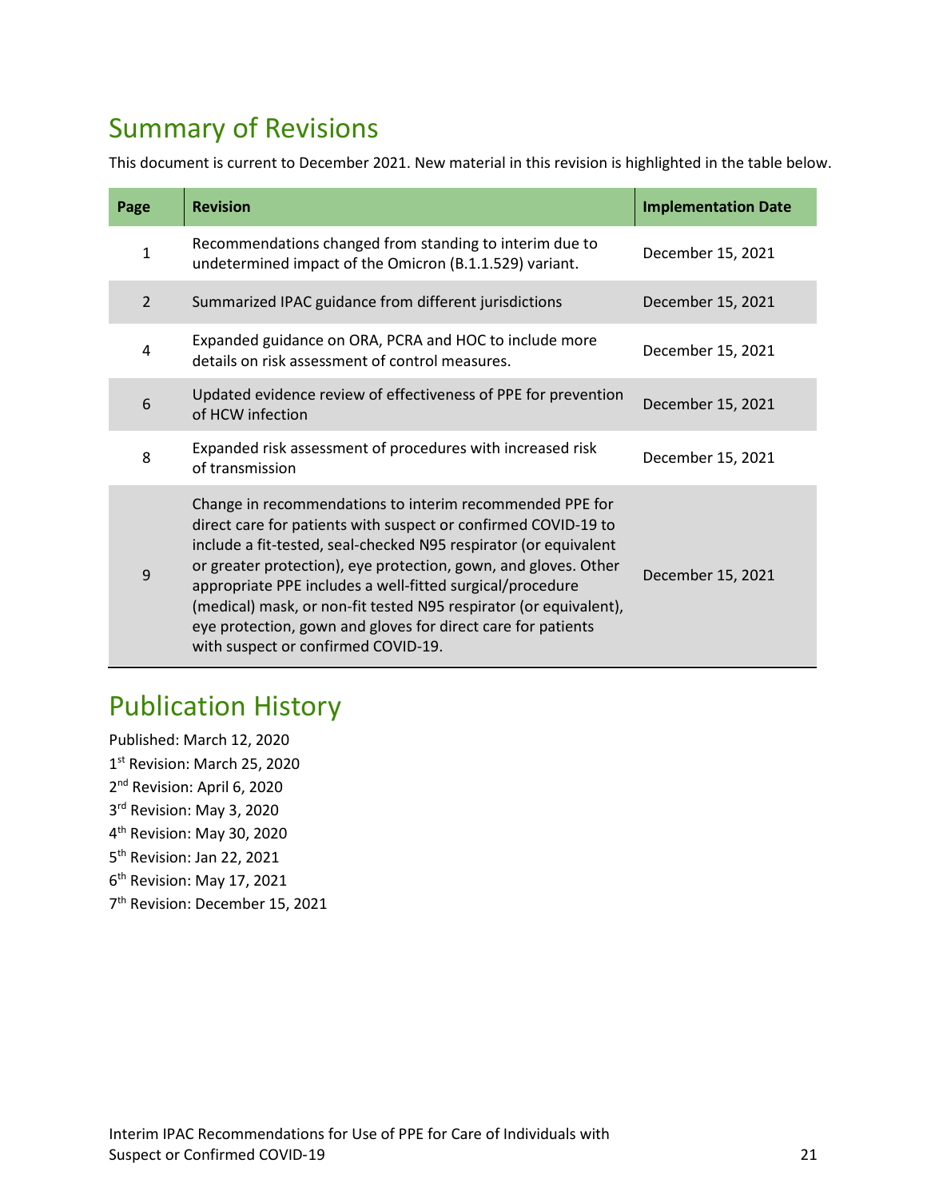## Summary of Revisions

This document is current to December 2021. New material in this revision is highlighted in the table below.

| Page | Revision | Implementation Date |
|---|---|---|
| 1 | Recommendations changed from standing to interim due to undetermined impact of the Omicron (B.1.1.529) variant. | December 15, 2021 |
| 2 | Summarized IPAC guidance from different jurisdictions | December 15, 2021 |
| 4 | Expanded guidance on ORA, PCRA and HOC to include more details on risk assessment of control measures. | December 15, 2021 |
| 6 | Updated evidence review of effectiveness of PPE for prevention of HCW infection | December 15, 2021 |
| 8 | Expanded risk assessment of procedures with increased risk of transmission | December 15, 2021 |
| 9 | Change in recommendations to interim recommended PPE for direct care for patients with suspect or confirmed COVID-19 to include a fit-tested, seal-checked N95 respirator (or equivalent or greater protection), eye protection, gown, and gloves. Other appropriate PPE includes a well-fitted surgical/procedure (medical) mask, or non-fit tested N95 respirator (or equivalent), eye protection, gown and gloves for direct care for patients with suspect or confirmed COVID-19. | December 15, 2021 |

## Publication History

Published: March 12, 2020
1st Revision: March 25, 2020
2nd Revision: April 6, 2020
3rd Revision: May 3, 2020
4th Revision: May 30, 2020
5th Revision: Jan 22, 2021
6th Revision: May 17, 2021
7th Revision: December 15, 2021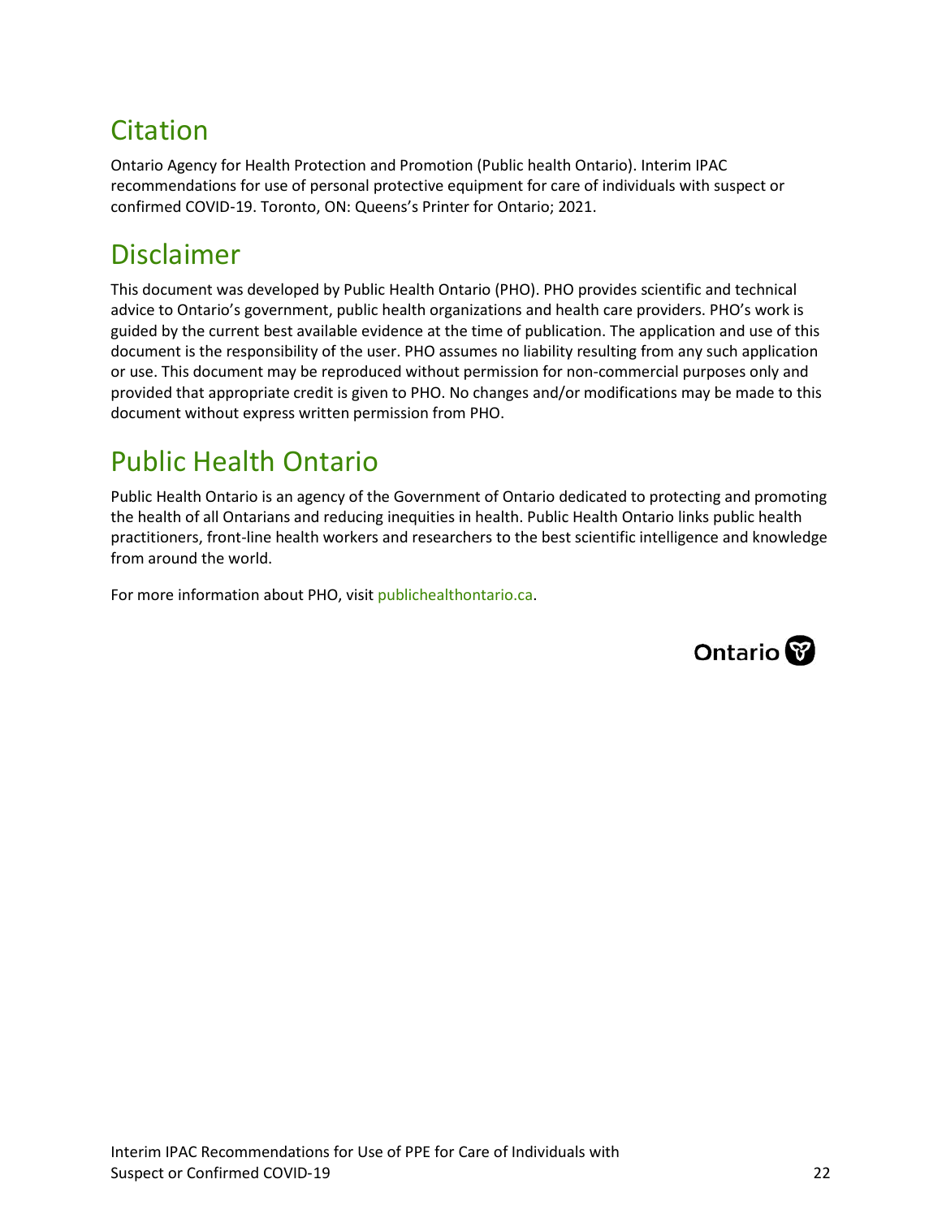## Citation

Ontario Agency for Health Protection and Promotion (Public health Ontario). Interim IPAC recommendations for use of personal protective equipment for care of individuals with suspect or confirmed COVID-19. Toronto, ON: Queens's Printer for Ontario; 2021.

## Disclaimer

This document was developed by Public Health Ontario (PHO). PHO provides scientific and technical advice to Ontario's government, public health organizations and health care providers. PHO's work is guided by the current best available evidence at the time of publication. The application and use of this document is the responsibility of the user. PHO assumes no liability resulting from any such application or use. This document may be reproduced without permission for non-commercial purposes only and provided that appropriate credit is given to PHO. No changes and/or modifications may be made to this document without express written permission from PHO.

## Public Health Ontario

Public Health Ontario is an agency of the Government of Ontario dedicated to protecting and promoting the health of all Ontarians and reducing inequities in health. Public Health Ontario links public health practitioners, front-line health workers and researchers to the best scientific intelligence and knowledge from around the world.

For more information about PHO, visit publichealthontario.ca.

Ontario